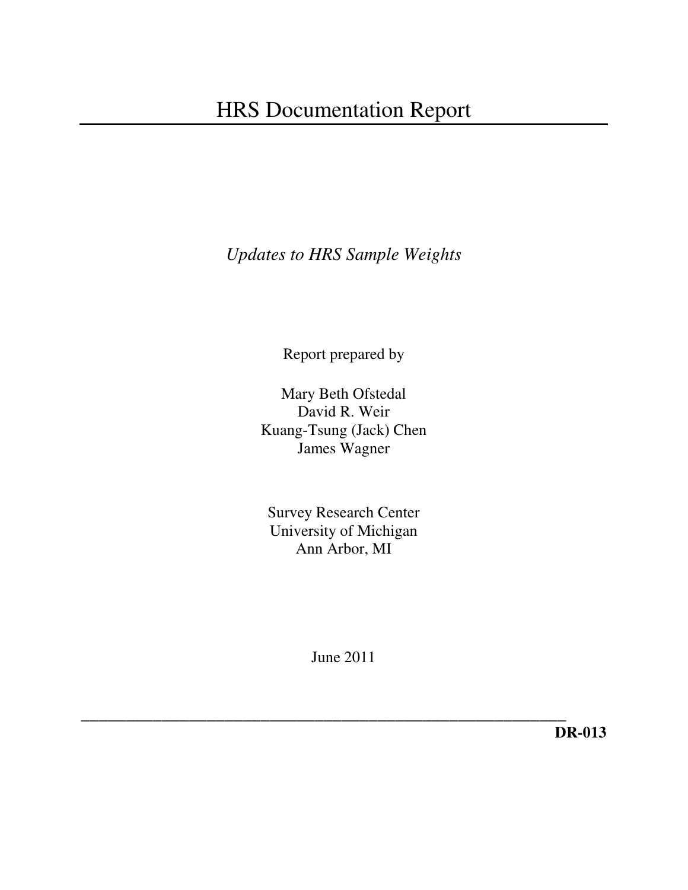# HRS Documentation Report

*Updates to HRS Sample Weights*

Report prepared by

Mary Beth Ofstedal
David R. Weir
Kuang-Tsung (Jack) Chen
James Wagner

Survey Research Center
University of Michigan
Ann Arbor, MI

June 2011

**DR-013**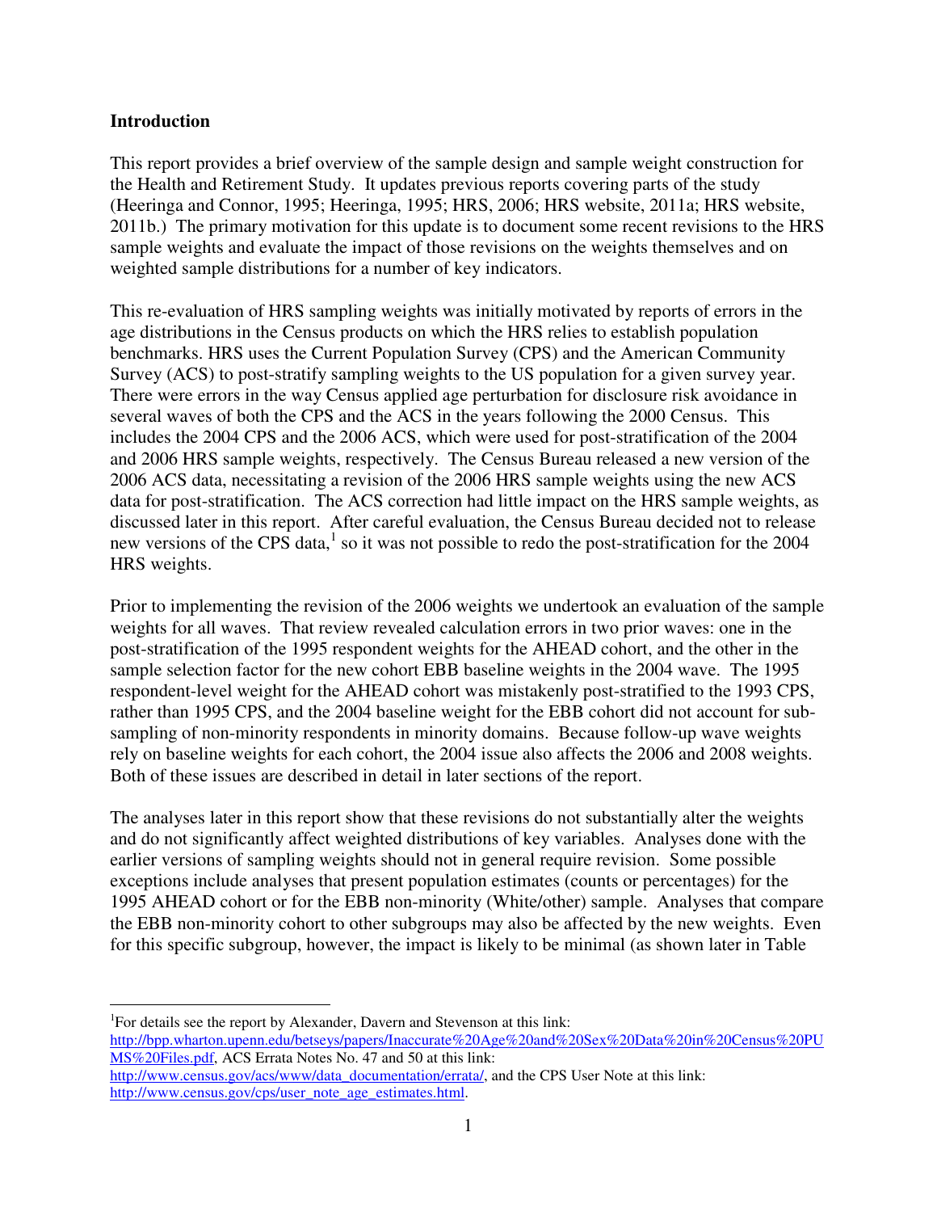## Introduction

This report provides a brief overview of the sample design and sample weight construction for the Health and Retirement Study. It updates previous reports covering parts of the study (Heeringa and Connor, 1995; Heeringa, 1995; HRS, 2006; HRS website, 2011a; HRS website, 2011b.) The primary motivation for this update is to document some recent revisions to the HRS sample weights and evaluate the impact of those revisions on the weights themselves and on weighted sample distributions for a number of key indicators.

This re-evaluation of HRS sampling weights was initially motivated by reports of errors in the age distributions in the Census products on which the HRS relies to establish population benchmarks. HRS uses the Current Population Survey (CPS) and the American Community Survey (ACS) to post-stratify sampling weights to the US population for a given survey year. There were errors in the way Census applied age perturbation for disclosure risk avoidance in several waves of both the CPS and the ACS in the years following the 2000 Census. This includes the 2004 CPS and the 2006 ACS, which were used for post-stratification of the 2004 and 2006 HRS sample weights, respectively. The Census Bureau released a new version of the 2006 ACS data, necessitating a revision of the 2006 HRS sample weights using the new ACS data for post-stratification. The ACS correction had little impact on the HRS sample weights, as discussed later in this report. After careful evaluation, the Census Bureau decided not to release new versions of the CPS data,[1] so it was not possible to redo the post-stratification for the 2004 HRS weights.

Prior to implementing the revision of the 2006 weights we undertook an evaluation of the sample weights for all waves. That review revealed calculation errors in two prior waves: one in the post-stratification of the 1995 respondent weights for the AHEAD cohort, and the other in the sample selection factor for the new cohort EBB baseline weights in the 2004 wave. The 1995 respondent-level weight for the AHEAD cohort was mistakenly post-stratified to the 1993 CPS, rather than 1995 CPS, and the 2004 baseline weight for the EBB cohort did not account for sub-sampling of non-minority respondents in minority domains. Because follow-up wave weights rely on baseline weights for each cohort, the 2004 issue also affects the 2006 and 2008 weights. Both of these issues are described in detail in later sections of the report.

The analyses later in this report show that these revisions do not substantially alter the weights and do not significantly affect weighted distributions of key variables. Analyses done with the earlier versions of sampling weights should not in general require revision. Some possible exceptions include analyses that present population estimates (counts or percentages) for the 1995 AHEAD cohort or for the EBB non-minority (White/other) sample. Analyses that compare the EBB non-minority cohort to other subgroups may also be affected by the new weights. Even for this specific subgroup, however, the impact is likely to be minimal (as shown later in Table

---

[1] For details see the report by Alexander, Davern and Stevenson at this link: http://bpp.wharton.upenn.edu/betseys/papers/Inaccurate%20Age%20and%20Sex%20Data%20in%20Census%20PUMS%20Files.pdf, ACS Errata Notes No. 47 and 50 at this link: http://www.census.gov/acs/www/data_documentation/errata/, and the CPS User Note at this link: http://www.census.gov/cps/user_note_age_estimates.html.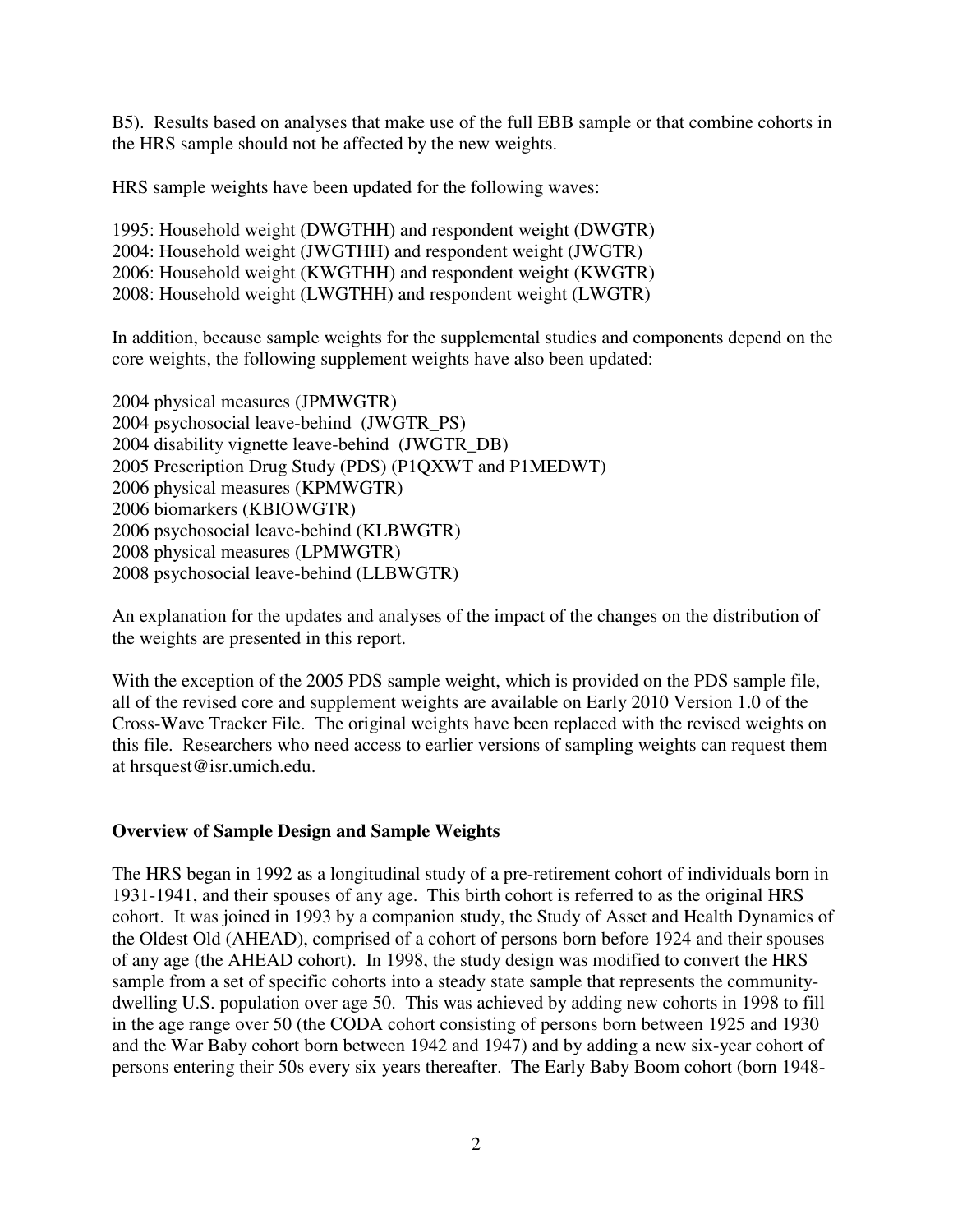B5). Results based on analyses that make use of the full EBB sample or that combine cohorts in the HRS sample should not be affected by the new weights.

HRS sample weights have been updated for the following waves:

1995: Household weight (DWGTHH) and respondent weight (DWGTR)
2004: Household weight (JWGTHH) and respondent weight (JWGTR)
2006: Household weight (KWGTHH) and respondent weight (KWGTR)
2008: Household weight (LWGTHH) and respondent weight (LWGTR)

In addition, because sample weights for the supplemental studies and components depend on the core weights, the following supplement weights have also been updated:

2004 physical measures (JPMWGTR)
2004 psychosocial leave-behind (JWGTR_PS)
2004 disability vignette leave-behind (JWGTR_DB)
2005 Prescription Drug Study (PDS) (P1QXWT and P1MEDWT)
2006 physical measures (KPMWGTR)
2006 biomarkers (KBIOWGTR)
2006 psychosocial leave-behind (KLBWGTR)
2008 physical measures (LPMWGTR)
2008 psychosocial leave-behind (LLBWGTR)

An explanation for the updates and analyses of the impact of the changes on the distribution of the weights are presented in this report.

With the exception of the 2005 PDS sample weight, which is provided on the PDS sample file, all of the revised core and supplement weights are available on Early 2010 Version 1.0 of the Cross-Wave Tracker File. The original weights have been replaced with the revised weights on this file. Researchers who need access to earlier versions of sampling weights can request them at hrsquest@isr.umich.edu.

## Overview of Sample Design and Sample Weights

The HRS began in 1992 as a longitudinal study of a pre-retirement cohort of individuals born in 1931-1941, and their spouses of any age. This birth cohort is referred to as the original HRS cohort. It was joined in 1993 by a companion study, the Study of Asset and Health Dynamics of the Oldest Old (AHEAD), comprised of a cohort of persons born before 1924 and their spouses of any age (the AHEAD cohort). In 1998, the study design was modified to convert the HRS sample from a set of specific cohorts into a steady state sample that represents the community-dwelling U.S. population over age 50. This was achieved by adding new cohorts in 1998 to fill in the age range over 50 (the CODA cohort consisting of persons born between 1925 and 1930 and the War Baby cohort born between 1942 and 1947) and by adding a new six-year cohort of persons entering their 50s every six years thereafter. The Early Baby Boom cohort (born 1948-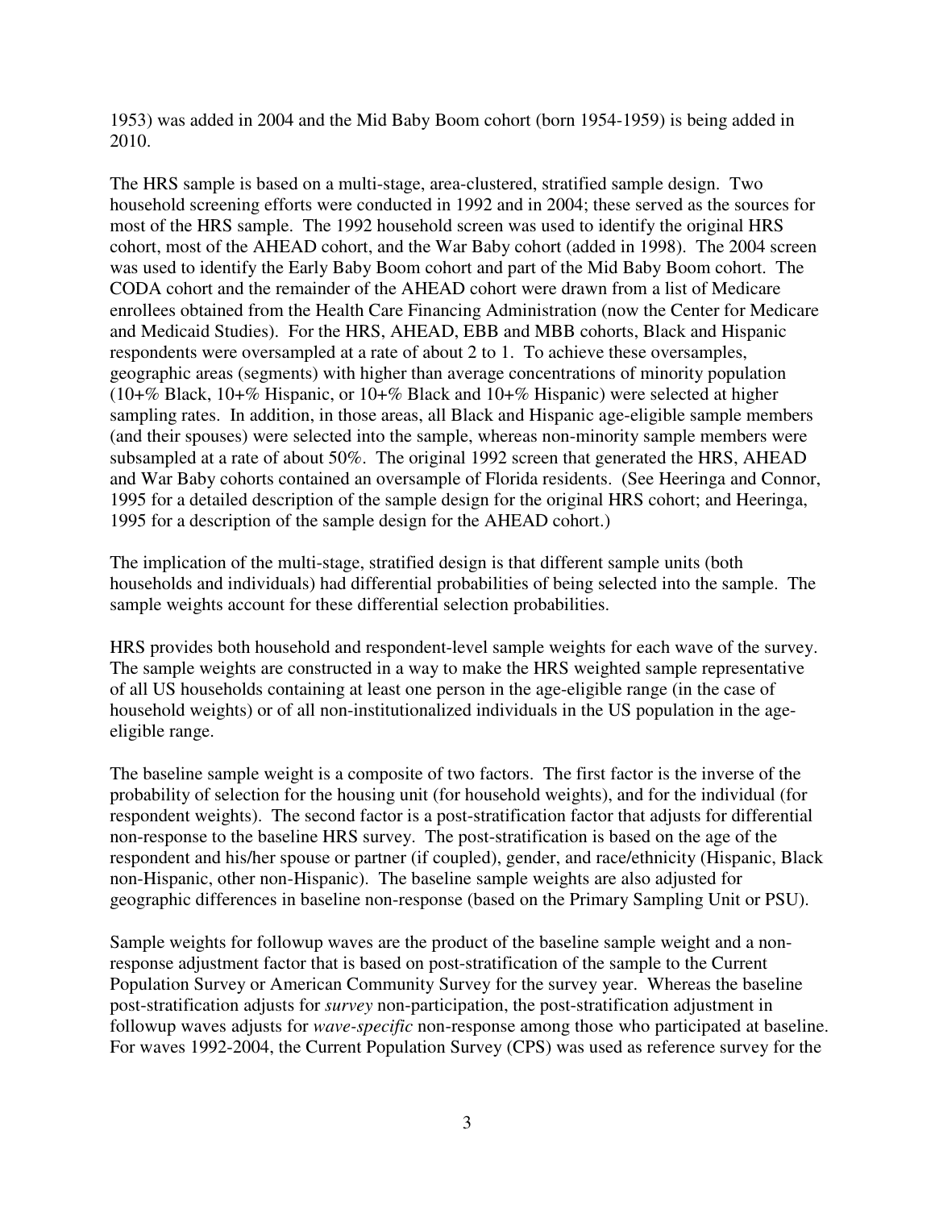1953) was added in 2004 and the Mid Baby Boom cohort (born 1954-1959) is being added in 2010.

The HRS sample is based on a multi-stage, area-clustered, stratified sample design. Two household screening efforts were conducted in 1992 and in 2004; these served as the sources for most of the HRS sample. The 1992 household screen was used to identify the original HRS cohort, most of the AHEAD cohort, and the War Baby cohort (added in 1998). The 2004 screen was used to identify the Early Baby Boom cohort and part of the Mid Baby Boom cohort. The CODA cohort and the remainder of the AHEAD cohort were drawn from a list of Medicare enrollees obtained from the Health Care Financing Administration (now the Center for Medicare and Medicaid Studies). For the HRS, AHEAD, EBB and MBB cohorts, Black and Hispanic respondents were oversampled at a rate of about 2 to 1. To achieve these oversamples, geographic areas (segments) with higher than average concentrations of minority population (10+% Black, 10+% Hispanic, or 10+% Black and 10+% Hispanic) were selected at higher sampling rates. In addition, in those areas, all Black and Hispanic age-eligible sample members (and their spouses) were selected into the sample, whereas non-minority sample members were subsampled at a rate of about 50%. The original 1992 screen that generated the HRS, AHEAD and War Baby cohorts contained an oversample of Florida residents. (See Heeringa and Connor, 1995 for a detailed description of the sample design for the original HRS cohort; and Heeringa, 1995 for a description of the sample design for the AHEAD cohort.)

The implication of the multi-stage, stratified design is that different sample units (both households and individuals) had differential probabilities of being selected into the sample. The sample weights account for these differential selection probabilities.

HRS provides both household and respondent-level sample weights for each wave of the survey. The sample weights are constructed in a way to make the HRS weighted sample representative of all US households containing at least one person in the age-eligible range (in the case of household weights) or of all non-institutionalized individuals in the US population in the age-eligible range.

The baseline sample weight is a composite of two factors. The first factor is the inverse of the probability of selection for the housing unit (for household weights), and for the individual (for respondent weights). The second factor is a post-stratification factor that adjusts for differential non-response to the baseline HRS survey. The post-stratification is based on the age of the respondent and his/her spouse or partner (if coupled), gender, and race/ethnicity (Hispanic, Black non-Hispanic, other non-Hispanic). The baseline sample weights are also adjusted for geographic differences in baseline non-response (based on the Primary Sampling Unit or PSU).

Sample weights for followup waves are the product of the baseline sample weight and a non-response adjustment factor that is based on post-stratification of the sample to the Current Population Survey or American Community Survey for the survey year. Whereas the baseline post-stratification adjusts for *survey* non-participation, the post-stratification adjustment in followup waves adjusts for *wave-specific* non-response among those who participated at baseline. For waves 1992-2004, the Current Population Survey (CPS) was used as reference survey for the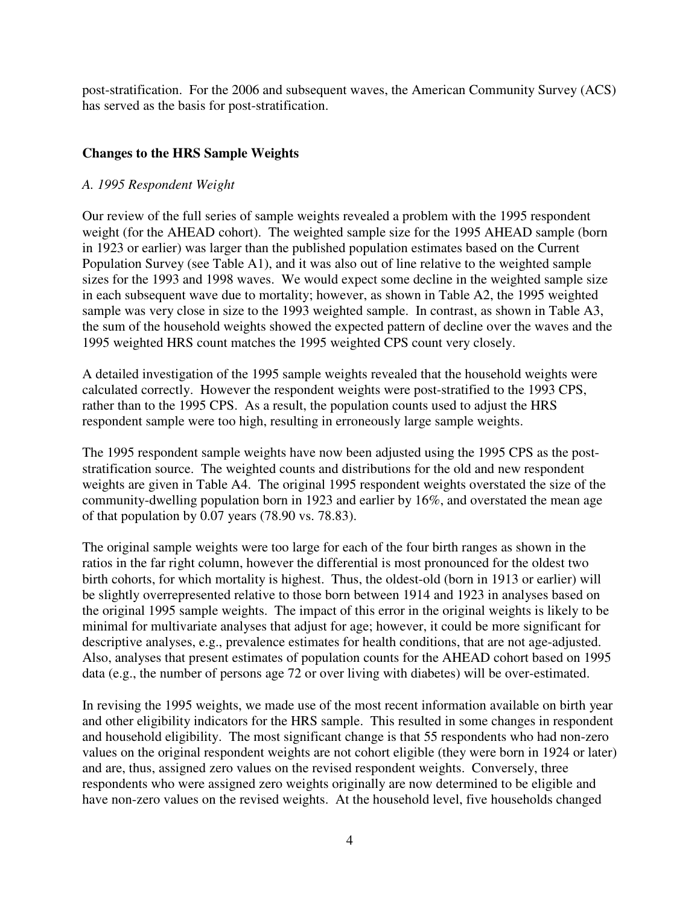post-stratification. For the 2006 and subsequent waves, the American Community Survey (ACS) has served as the basis for post-stratification.

## Changes to the HRS Sample Weights

### *A. 1995 Respondent Weight*

Our review of the full series of sample weights revealed a problem with the 1995 respondent weight (for the AHEAD cohort). The weighted sample size for the 1995 AHEAD sample (born in 1923 or earlier) was larger than the published population estimates based on the Current Population Survey (see Table A1), and it was also out of line relative to the weighted sample sizes for the 1993 and 1998 waves. We would expect some decline in the weighted sample size in each subsequent wave due to mortality; however, as shown in Table A2, the 1995 weighted sample was very close in size to the 1993 weighted sample. In contrast, as shown in Table A3, the sum of the household weights showed the expected pattern of decline over the waves and the 1995 weighted HRS count matches the 1995 weighted CPS count very closely.

A detailed investigation of the 1995 sample weights revealed that the household weights were calculated correctly. However the respondent weights were post-stratified to the 1993 CPS, rather than to the 1995 CPS. As a result, the population counts used to adjust the HRS respondent sample were too high, resulting in erroneously large sample weights.

The 1995 respondent sample weights have now been adjusted using the 1995 CPS as the post-stratification source. The weighted counts and distributions for the old and new respondent weights are given in Table A4. The original 1995 respondent weights overstated the size of the community-dwelling population born in 1923 and earlier by 16%, and overstated the mean age of that population by 0.07 years (78.90 vs. 78.83).

The original sample weights were too large for each of the four birth ranges as shown in the ratios in the far right column, however the differential is most pronounced for the oldest two birth cohorts, for which mortality is highest. Thus, the oldest-old (born in 1913 or earlier) will be slightly overrepresented relative to those born between 1914 and 1923 in analyses based on the original 1995 sample weights. The impact of this error in the original weights is likely to be minimal for multivariate analyses that adjust for age; however, it could be more significant for descriptive analyses, e.g., prevalence estimates for health conditions, that are not age-adjusted. Also, analyses that present estimates of population counts for the AHEAD cohort based on 1995 data (e.g., the number of persons age 72 or over living with diabetes) will be over-estimated.

In revising the 1995 weights, we made use of the most recent information available on birth year and other eligibility indicators for the HRS sample. This resulted in some changes in respondent and household eligibility. The most significant change is that 55 respondents who had non-zero values on the original respondent weights are not cohort eligible (they were born in 1924 or later) and are, thus, assigned zero values on the revised respondent weights. Conversely, three respondents who were assigned zero weights originally are now determined to be eligible and have non-zero values on the revised weights. At the household level, five households changed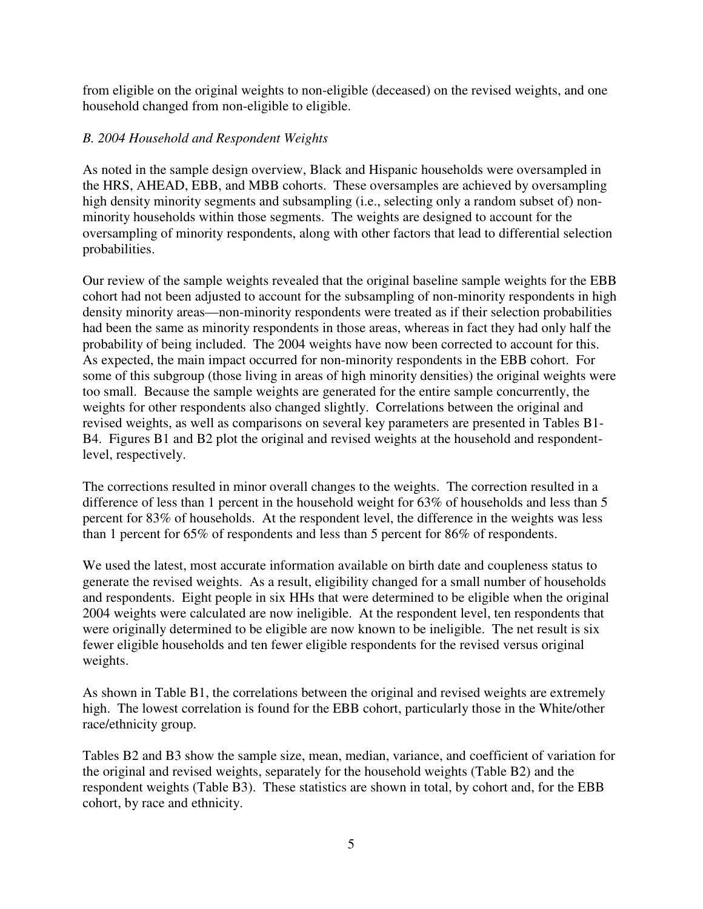from eligible on the original weights to non-eligible (deceased) on the revised weights, and one household changed from non-eligible to eligible.

*B. 2004 Household and Respondent Weights*

As noted in the sample design overview, Black and Hispanic households were oversampled in the HRS, AHEAD, EBB, and MBB cohorts. These oversamples are achieved by oversampling high density minority segments and subsampling (i.e., selecting only a random subset of) non-minority households within those segments. The weights are designed to account for the oversampling of minority respondents, along with other factors that lead to differential selection probabilities.

Our review of the sample weights revealed that the original baseline sample weights for the EBB cohort had not been adjusted to account for the subsampling of non-minority respondents in high density minority areas—non-minority respondents were treated as if their selection probabilities had been the same as minority respondents in those areas, whereas in fact they had only half the probability of being included. The 2004 weights have now been corrected to account for this. As expected, the main impact occurred for non-minority respondents in the EBB cohort. For some of this subgroup (those living in areas of high minority densities) the original weights were too small. Because the sample weights are generated for the entire sample concurrently, the weights for other respondents also changed slightly. Correlations between the original and revised weights, as well as comparisons on several key parameters are presented in Tables B1-B4. Figures B1 and B2 plot the original and revised weights at the household and respondent-level, respectively.

The corrections resulted in minor overall changes to the weights. The correction resulted in a difference of less than 1 percent in the household weight for 63% of households and less than 5 percent for 83% of households. At the respondent level, the difference in the weights was less than 1 percent for 65% of respondents and less than 5 percent for 86% of respondents.

We used the latest, most accurate information available on birth date and coupleness status to generate the revised weights. As a result, eligibility changed for a small number of households and respondents. Eight people in six HHs that were determined to be eligible when the original 2004 weights were calculated are now ineligible. At the respondent level, ten respondents that were originally determined to be eligible are now known to be ineligible. The net result is six fewer eligible households and ten fewer eligible respondents for the revised versus original weights.

As shown in Table B1, the correlations between the original and revised weights are extremely high. The lowest correlation is found for the EBB cohort, particularly those in the White/other race/ethnicity group.

Tables B2 and B3 show the sample size, mean, median, variance, and coefficient of variation for the original and revised weights, separately for the household weights (Table B2) and the respondent weights (Table B3). These statistics are shown in total, by cohort and, for the EBB cohort, by race and ethnicity.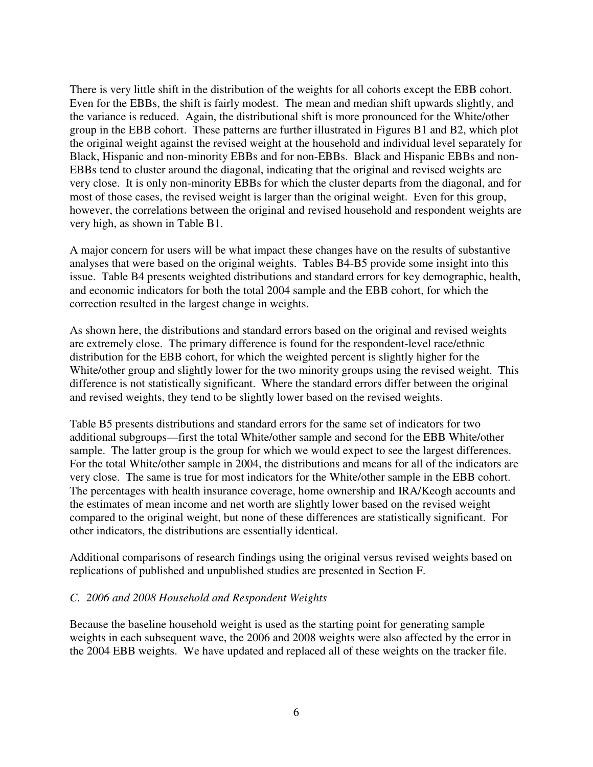There is very little shift in the distribution of the weights for all cohorts except the EBB cohort. Even for the EBBs, the shift is fairly modest. The mean and median shift upwards slightly, and the variance is reduced. Again, the distributional shift is more pronounced for the White/other group in the EBB cohort. These patterns are further illustrated in Figures B1 and B2, which plot the original weight against the revised weight at the household and individual level separately for Black, Hispanic and non-minority EBBs and for non-EBBs. Black and Hispanic EBBs and non-EBBs tend to cluster around the diagonal, indicating that the original and revised weights are very close. It is only non-minority EBBs for which the cluster departs from the diagonal, and for most of those cases, the revised weight is larger than the original weight. Even for this group, however, the correlations between the original and revised household and respondent weights are very high, as shown in Table B1.

A major concern for users will be what impact these changes have on the results of substantive analyses that were based on the original weights. Tables B4-B5 provide some insight into this issue. Table B4 presents weighted distributions and standard errors for key demographic, health, and economic indicators for both the total 2004 sample and the EBB cohort, for which the correction resulted in the largest change in weights.

As shown here, the distributions and standard errors based on the original and revised weights are extremely close. The primary difference is found for the respondent-level race/ethnic distribution for the EBB cohort, for which the weighted percent is slightly higher for the White/other group and slightly lower for the two minority groups using the revised weight. This difference is not statistically significant. Where the standard errors differ between the original and revised weights, they tend to be slightly lower based on the revised weights.

Table B5 presents distributions and standard errors for the same set of indicators for two additional subgroups—first the total White/other sample and second for the EBB White/other sample. The latter group is the group for which we would expect to see the largest differences. For the total White/other sample in 2004, the distributions and means for all of the indicators are very close. The same is true for most indicators for the White/other sample in the EBB cohort. The percentages with health insurance coverage, home ownership and IRA/Keogh accounts and the estimates of mean income and net worth are slightly lower based on the revised weight compared to the original weight, but none of these differences are statistically significant. For other indicators, the distributions are essentially identical.

Additional comparisons of research findings using the original versus revised weights based on replications of published and unpublished studies are presented in Section F.

### *C. 2006 and 2008 Household and Respondent Weights*

Because the baseline household weight is used as the starting point for generating sample weights in each subsequent wave, the 2006 and 2008 weights were also affected by the error in the 2004 EBB weights. We have updated and replaced all of these weights on the tracker file.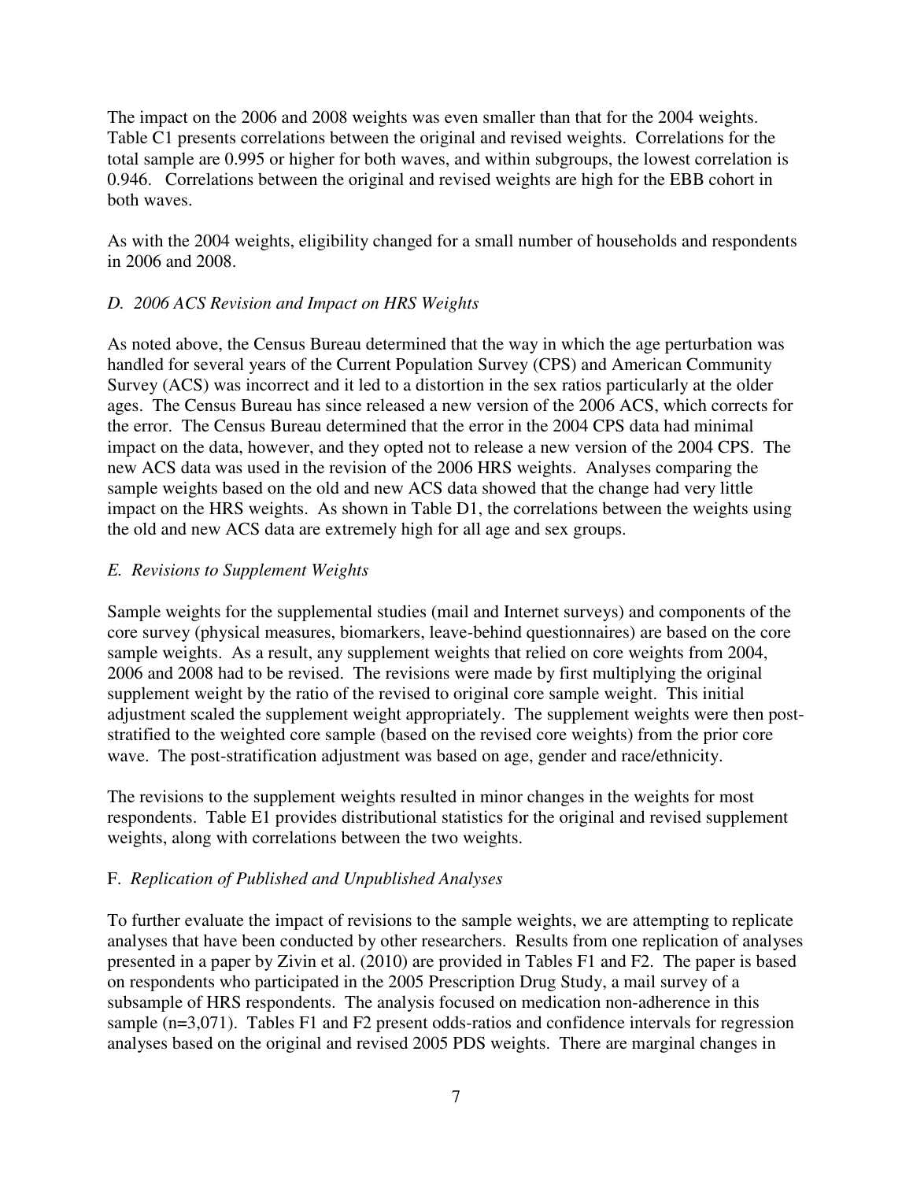The impact on the 2006 and 2008 weights was even smaller than that for the 2004 weights. Table C1 presents correlations between the original and revised weights. Correlations for the total sample are 0.995 or higher for both waves, and within subgroups, the lowest correlation is 0.946. Correlations between the original and revised weights are high for the EBB cohort in both waves.

As with the 2004 weights, eligibility changed for a small number of households and respondents in 2006 and 2008.

### *D. 2006 ACS Revision and Impact on HRS Weights*

As noted above, the Census Bureau determined that the way in which the age perturbation was handled for several years of the Current Population Survey (CPS) and American Community Survey (ACS) was incorrect and it led to a distortion in the sex ratios particularly at the older ages. The Census Bureau has since released a new version of the 2006 ACS, which corrects for the error. The Census Bureau determined that the error in the 2004 CPS data had minimal impact on the data, however, and they opted not to release a new version of the 2004 CPS. The new ACS data was used in the revision of the 2006 HRS weights. Analyses comparing the sample weights based on the old and new ACS data showed that the change had very little impact on the HRS weights. As shown in Table D1, the correlations between the weights using the old and new ACS data are extremely high for all age and sex groups.

### *E. Revisions to Supplement Weights*

Sample weights for the supplemental studies (mail and Internet surveys) and components of the core survey (physical measures, biomarkers, leave-behind questionnaires) are based on the core sample weights. As a result, any supplement weights that relied on core weights from 2004, 2006 and 2008 had to be revised. The revisions were made by first multiplying the original supplement weight by the ratio of the revised to original core sample weight. This initial adjustment scaled the supplement weight appropriately. The supplement weights were then post-stratified to the weighted core sample (based on the revised core weights) from the prior core wave. The post-stratification adjustment was based on age, gender and race/ethnicity.

The revisions to the supplement weights resulted in minor changes in the weights for most respondents. Table E1 provides distributional statistics for the original and revised supplement weights, along with correlations between the two weights.

### F. *Replication of Published and Unpublished Analyses*

To further evaluate the impact of revisions to the sample weights, we are attempting to replicate analyses that have been conducted by other researchers. Results from one replication of analyses presented in a paper by Zivin et al. (2010) are provided in Tables F1 and F2. The paper is based on respondents who participated in the 2005 Prescription Drug Study, a mail survey of a subsample of HRS respondents. The analysis focused on medication non-adherence in this sample (n=3,071). Tables F1 and F2 present odds-ratios and confidence intervals for regression analyses based on the original and revised 2005 PDS weights. There are marginal changes in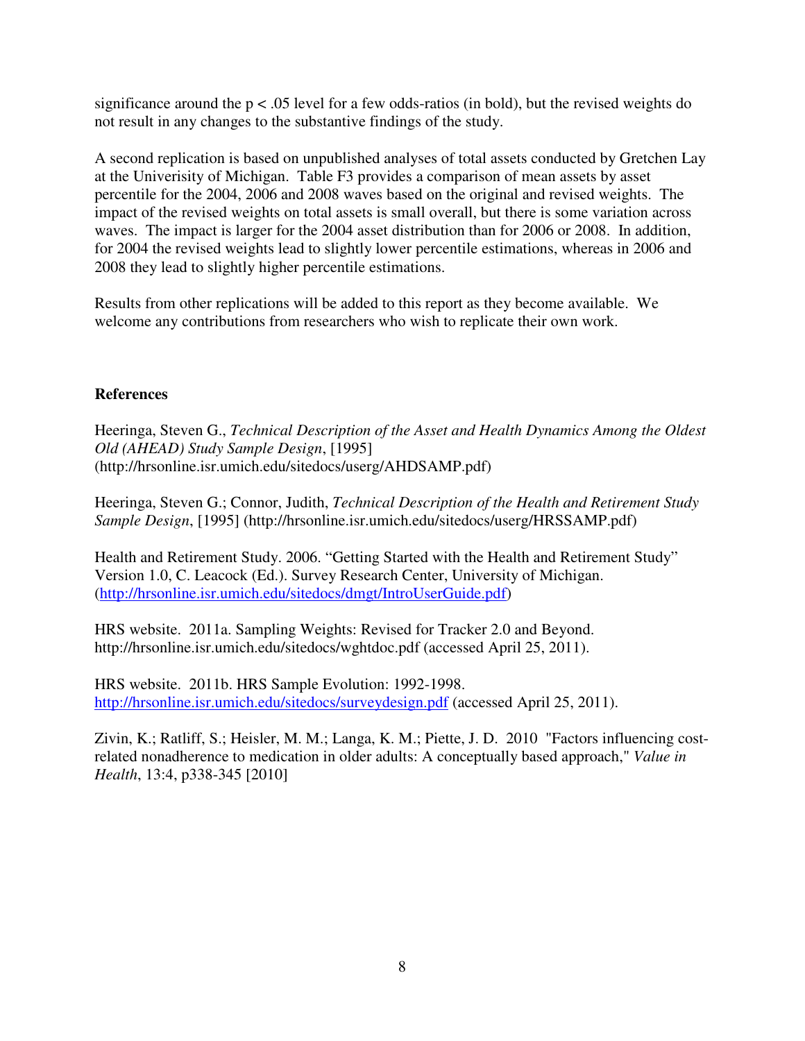significance around the $p < .05$ level for a few odds-ratios (in bold), but the revised weights do not result in any changes to the substantive findings of the study.

A second replication is based on unpublished analyses of total assets conducted by Gretchen Lay at the Univerisity of Michigan. Table F3 provides a comparison of mean assets by asset percentile for the 2004, 2006 and 2008 waves based on the original and revised weights. The impact of the revised weights on total assets is small overall, but there is some variation across waves. The impact is larger for the 2004 asset distribution than for 2006 or 2008. In addition, for 2004 the revised weights lead to slightly lower percentile estimations, whereas in 2006 and 2008 they lead to slightly higher percentile estimations.

Results from other replications will be added to this report as they become available. We welcome any contributions from researchers who wish to replicate their own work.

**References**

Heeringa, Steven G., *Technical Description of the Asset and Health Dynamics Among the Oldest Old (AHEAD) Study Sample Design*, [1995] (http://hrsonline.isr.umich.edu/sitedocs/userg/AHDSAMP.pdf)

Heeringa, Steven G.; Connor, Judith, *Technical Description of the Health and Retirement Study Sample Design*, [1995] (http://hrsonline.isr.umich.edu/sitedocs/userg/HRSSAMP.pdf)

Health and Retirement Study. 2006. "Getting Started with the Health and Retirement Study" Version 1.0, C. Leacock (Ed.). Survey Research Center, University of Michigan. (http://hrsonline.isr.umich.edu/sitedocs/dmgt/IntroUserGuide.pdf)

HRS website. 2011a. Sampling Weights: Revised for Tracker 2.0 and Beyond. http://hrsonline.isr.umich.edu/sitedocs/wghtdoc.pdf (accessed April 25, 2011).

HRS website. 2011b. HRS Sample Evolution: 1992-1998. http://hrsonline.isr.umich.edu/sitedocs/surveydesign.pdf (accessed April 25, 2011).

Zivin, K.; Ratliff, S.; Heisler, M. M.; Langa, K. M.; Piette, J. D. 2010 "Factors influencing cost-related nonadherence to medication in older adults: A conceptually based approach," *Value in Health*, 13:4, p338-345 [2010]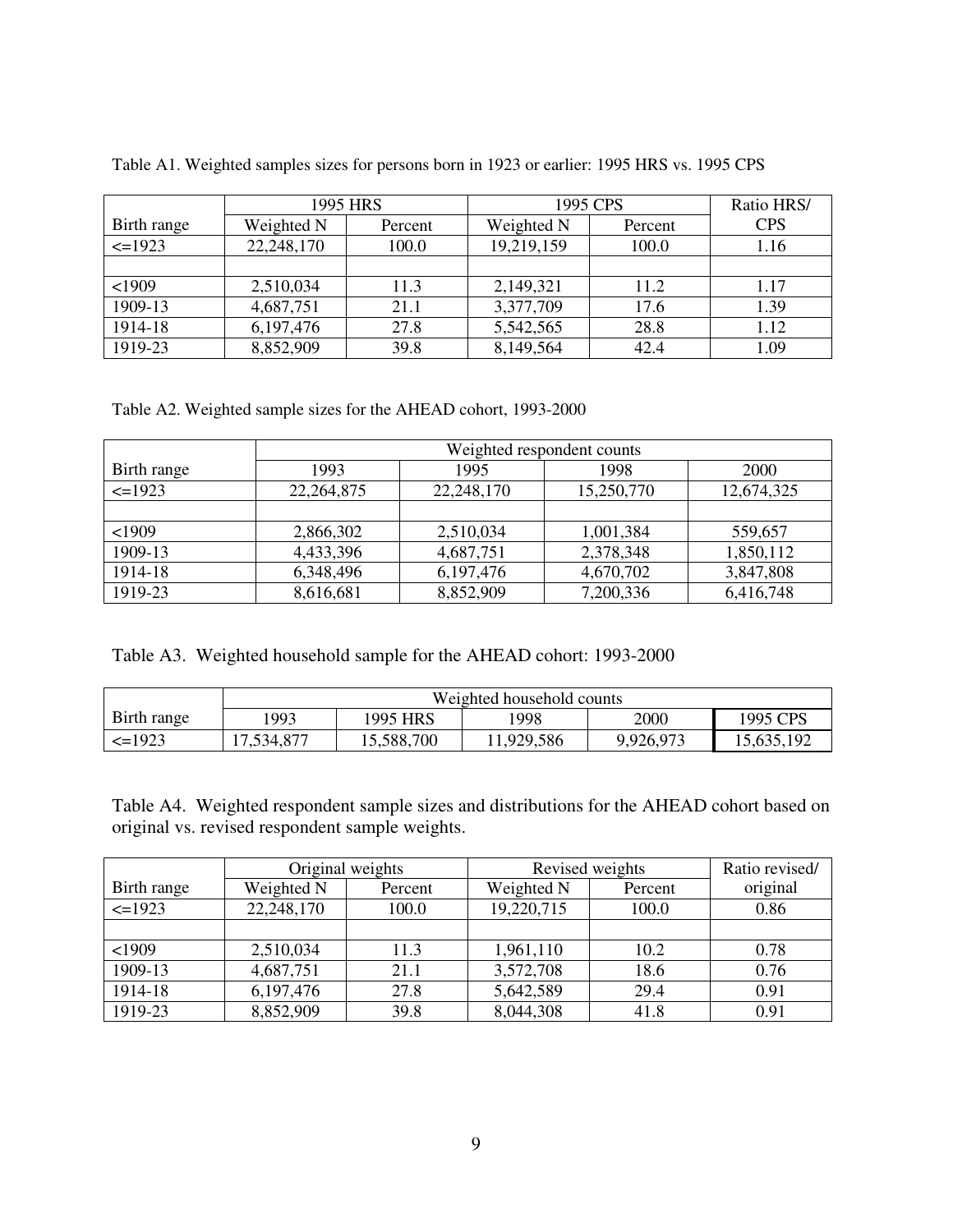Table A1. Weighted samples sizes for persons born in 1923 or earlier: 1995 HRS vs. 1995 CPS

| | 1995 HRS | | 1995 CPS | | Ratio HRS/ |
|---|---|---|---|---|---|
| Birth range | Weighted N | Percent | Weighted N | Percent | CPS |
| <=1923 | 22,248,170 | 100.0 | 19,219,159 | 100.0 | 1.16 |
| | | | | | |
| <1909 | 2,510,034 | 11.3 | 2,149,321 | 11.2 | 1.17 |
| 1909-13 | 4,687,751 | 21.1 | 3,377,709 | 17.6 | 1.39 |
| 1914-18 | 6,197,476 | 27.8 | 5,542,565 | 28.8 | 1.12 |
| 1919-23 | 8,852,909 | 39.8 | 8,149,564 | 42.4 | 1.09 |

Table A2. Weighted sample sizes for the AHEAD cohort, 1993-2000

| | Weighted respondent counts | | | |
|---|---|---|---|---|
| Birth range | 1993 | 1995 | 1998 | 2000 |
| <=1923 | 22,264,875 | 22,248,170 | 15,250,770 | 12,674,325 |
| | | | | |
| <1909 | 2,866,302 | 2,510,034 | 1,001,384 | 559,657 |
| 1909-13 | 4,433,396 | 4,687,751 | 2,378,348 | 1,850,112 |
| 1914-18 | 6,348,496 | 6,197,476 | 4,670,702 | 3,847,808 |
| 1919-23 | 8,616,681 | 8,852,909 | 7,200,336 | 6,416,748 |

Table A3. Weighted household sample for the AHEAD cohort: 1993-2000

| | Weighted household counts | | | | |
|---|---|---|---|---|---|
| Birth range | 1993 | 1995 HRS | 1998 | 2000 | 1995 CPS |
| <=1923 | 17,534,877 | 15,588,700 | 11,929,586 | 9,926,973 | 15,635,192 |

Table A4. Weighted respondent sample sizes and distributions for the AHEAD cohort based on original vs. revised respondent sample weights.

| | Original weights | | Revised weights | | Ratio revised/ |
|---|---|---|---|---|---|
| Birth range | Weighted N | Percent | Weighted N | Percent | original |
| <=1923 | 22,248,170 | 100.0 | 19,220,715 | 100.0 | 0.86 |
| | | | | | |
| <1909 | 2,510,034 | 11.3 | 1,961,110 | 10.2 | 0.78 |
| 1909-13 | 4,687,751 | 21.1 | 3,572,708 | 18.6 | 0.76 |
| 1914-18 | 6,197,476 | 27.8 | 5,642,589 | 29.4 | 0.91 |
| 1919-23 | 8,852,909 | 39.8 | 8,044,308 | 41.8 | 0.91 |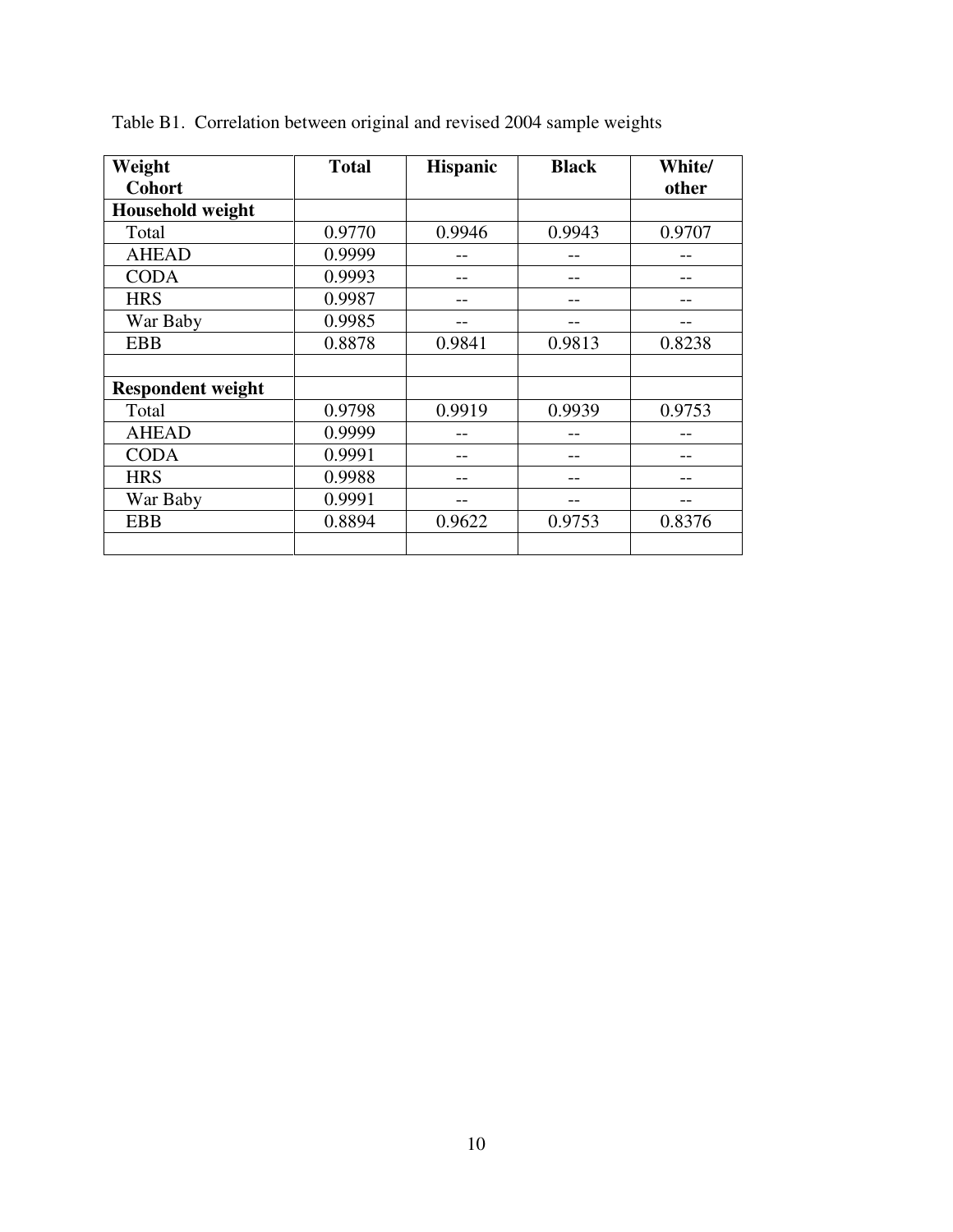Table B1. Correlation between original and revised 2004 sample weights

| Weight<br>Cohort | Total | Hispanic | Black | White/<br>other |
|---|---|---|---|---|
| **Household weight** | | | | |
| Total | 0.9770 | 0.9946 | 0.9943 | 0.9707 |
| AHEAD | 0.9999 | -- | -- | -- |
| CODA | 0.9993 | -- | -- | -- |
| HRS | 0.9987 | -- | -- | -- |
| War Baby | 0.9985 | -- | -- | -- |
| EBB | 0.8878 | 0.9841 | 0.9813 | 0.8238 |
| | | | | |
| **Respondent weight** | | | | |
| Total | 0.9798 | 0.9919 | 0.9939 | 0.9753 |
| AHEAD | 0.9999 | -- | -- | -- |
| CODA | 0.9991 | -- | -- | -- |
| HRS | 0.9988 | -- | -- | -- |
| War Baby | 0.9991 | -- | -- | -- |
| EBB | 0.8894 | 0.9622 | 0.9753 | 0.8376 |
| | | | | |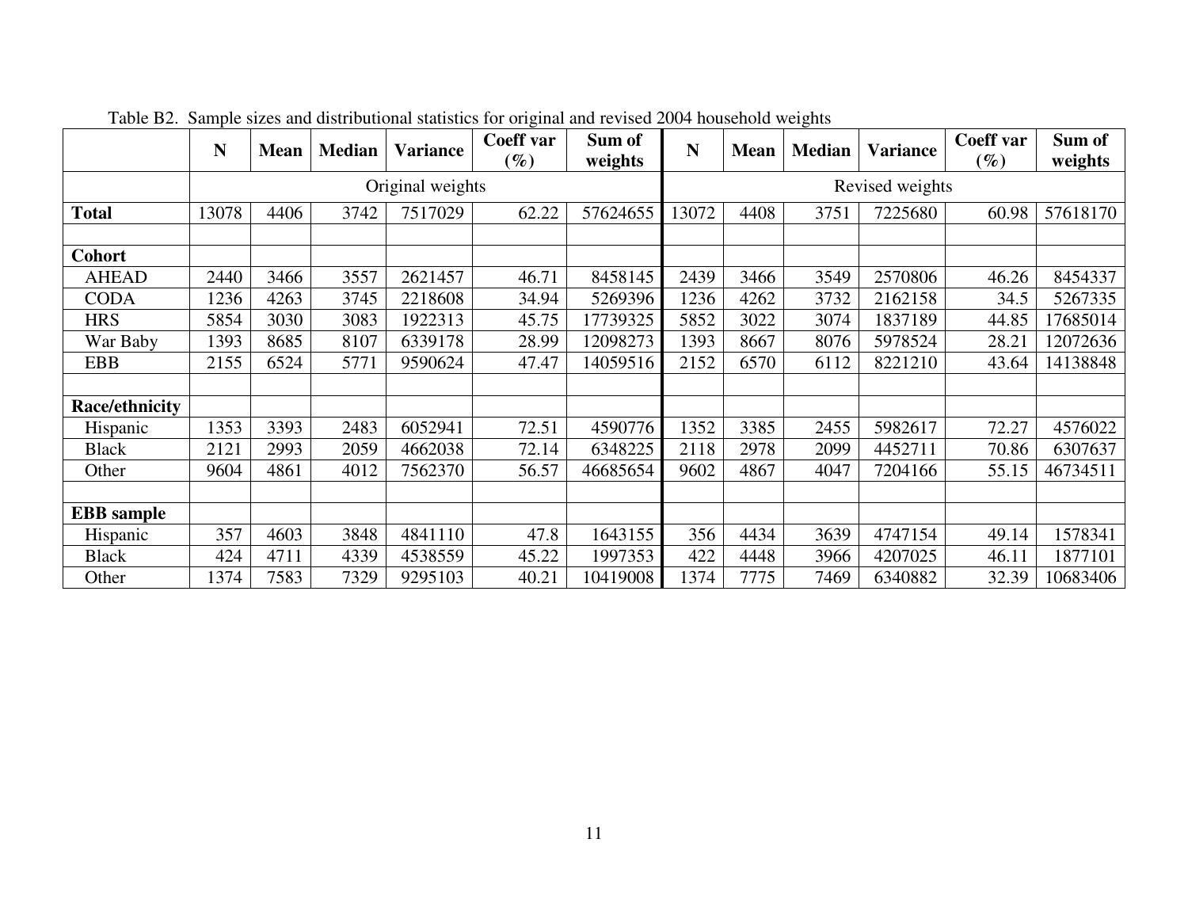Table B2. Sample sizes and distributional statistics for original and revised 2004 household weights

| | N | Mean | Median | Variance | Coeff var (%) | Sum of weights | N | Mean | Median | Variance | Coeff var (%) | Sum of weights |
|---|---|---|---|---|---|---|---|---|---|---|---|---|
| | Original weights | | | | | | Revised weights | | | | | |
| **Total** | 13078 | 4406 | 3742 | 7517029 | 62.22 | 57624655 | 13072 | 4408 | 3751 | 7225680 | 60.98 | 57618170 |
| | | | | | | | | | | | | |
| **Cohort** | | | | | | | | | | | | |
| AHEAD | 2440 | 3466 | 3557 | 2621457 | 46.71 | 8458145 | 2439 | 3466 | 3549 | 2570806 | 46.26 | 8454337 |
| CODA | 1236 | 4263 | 3745 | 2218608 | 34.94 | 5269396 | 1236 | 4262 | 3732 | 2162158 | 34.5 | 5267335 |
| HRS | 5854 | 3030 | 3083 | 1922313 | 45.75 | 17739325 | 5852 | 3022 | 3074 | 1837189 | 44.85 | 17685014 |
| War Baby | 1393 | 8685 | 8107 | 6339178 | 28.99 | 12098273 | 1393 | 8667 | 8076 | 5978524 | 28.21 | 12072636 |
| EBB | 2155 | 6524 | 5771 | 9590624 | 47.47 | 14059516 | 2152 | 6570 | 6112 | 8221210 | 43.64 | 14138848 |
| | | | | | | | | | | | | |
| **Race/ethnicity** | | | | | | | | | | | | |
| Hispanic | 1353 | 3393 | 2483 | 6052941 | 72.51 | 4590776 | 1352 | 3385 | 2455 | 5982617 | 72.27 | 4576022 |
| Black | 2121 | 2993 | 2059 | 4662038 | 72.14 | 6348225 | 2118 | 2978 | 2099 | 4452711 | 70.86 | 6307637 |
| Other | 9604 | 4861 | 4012 | 7562370 | 56.57 | 46685654 | 9602 | 4867 | 4047 | 7204166 | 55.15 | 46734511 |
| | | | | | | | | | | | | |
| **EBB sample** | | | | | | | | | | | | |
| Hispanic | 357 | 4603 | 3848 | 4841110 | 47.8 | 1643155 | 356 | 4434 | 3639 | 4747154 | 49.14 | 1578341 |
| Black | 424 | 4711 | 4339 | 4538559 | 45.22 | 1997353 | 422 | 4448 | 3966 | 4207025 | 46.11 | 1877101 |
| Other | 1374 | 7583 | 7329 | 9295103 | 40.21 | 10419008 | 1374 | 7775 | 7469 | 6340882 | 32.39 | 10683406 |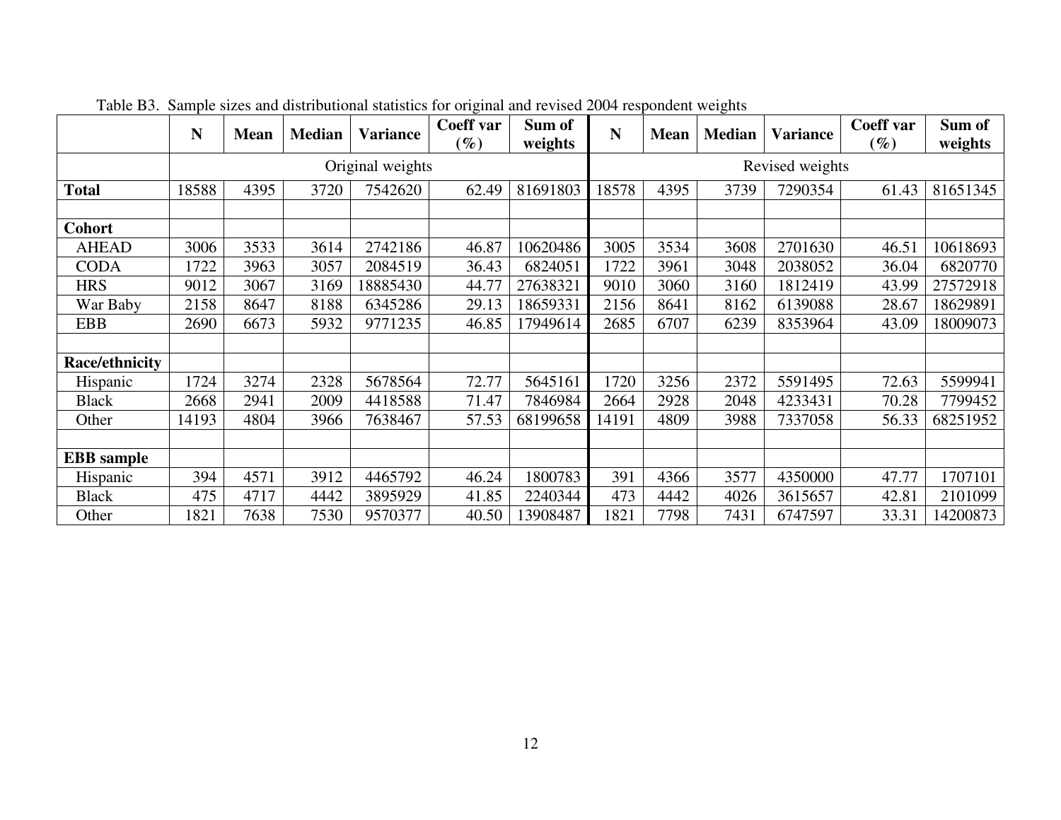Table B3. Sample sizes and distributional statistics for original and revised 2004 respondent weights

| | N | Mean | Median | Variance | Coeff var (%) | Sum of weights | N | Mean | Median | Variance | Coeff var (%) | Sum of weights |
|---|---|---|---|---|---|---|---|---|---|---|---|---|
| | Original weights | | | | | | Revised weights | | | | | |
| **Total** | 18588 | 4395 | 3720 | 7542620 | 62.49 | 81691803 | 18578 | 4395 | 3739 | 7290354 | 61.43 | 81651345 |
| | | | | | | | | | | | | |
| **Cohort** | | | | | | | | | | | | |
| AHEAD | 3006 | 3533 | 3614 | 2742186 | 46.87 | 10620486 | 3005 | 3534 | 3608 | 2701630 | 46.51 | 10618693 |
| CODA | 1722 | 3963 | 3057 | 2084519 | 36.43 | 6824051 | 1722 | 3961 | 3048 | 2038052 | 36.04 | 6820770 |
| HRS | 9012 | 3067 | 3169 | 18885430 | 44.77 | 27638321 | 9010 | 3060 | 3160 | 1812419 | 43.99 | 27572918 |
| War Baby | 2158 | 8647 | 8188 | 6345286 | 29.13 | 18659331 | 2156 | 8641 | 8162 | 6139088 | 28.67 | 18629891 |
| EBB | 2690 | 6673 | 5932 | 9771235 | 46.85 | 17949614 | 2685 | 6707 | 6239 | 8353964 | 43.09 | 18009073 |
| | | | | | | | | | | | | |
| **Race/ethnicity** | | | | | | | | | | | | |
| Hispanic | 1724 | 3274 | 2328 | 5678564 | 72.77 | 5645161 | 1720 | 3256 | 2372 | 5591495 | 72.63 | 5599941 |
| Black | 2668 | 2941 | 2009 | 4418588 | 71.47 | 7846984 | 2664 | 2928 | 2048 | 4233431 | 70.28 | 7799452 |
| Other | 14193 | 4804 | 3966 | 7638467 | 57.53 | 68199658 | 14191 | 4809 | 3988 | 7337058 | 56.33 | 68251952 |
| | | | | | | | | | | | | |
| **EBB sample** | | | | | | | | | | | | |
| Hispanic | 394 | 4571 | 3912 | 4465792 | 46.24 | 1800783 | 391 | 4366 | 3577 | 4350000 | 47.77 | 1707101 |
| Black | 475 | 4717 | 4442 | 3895929 | 41.85 | 2240344 | 473 | 4442 | 4026 | 3615657 | 42.81 | 2101099 |
| Other | 1821 | 7638 | 7530 | 9570377 | 40.50 | 13908487 | 1821 | 7798 | 7431 | 6747597 | 33.31 | 14200873 |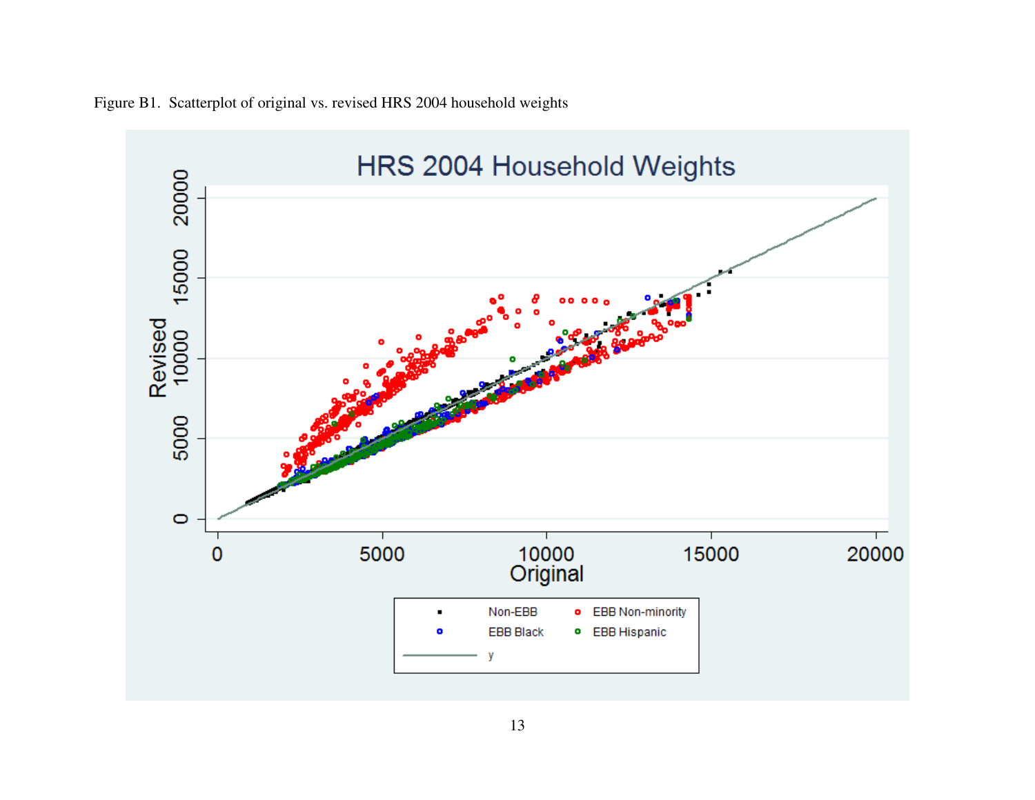Figure B1. Scatterplot of original vs. revised HRS 2004 household weights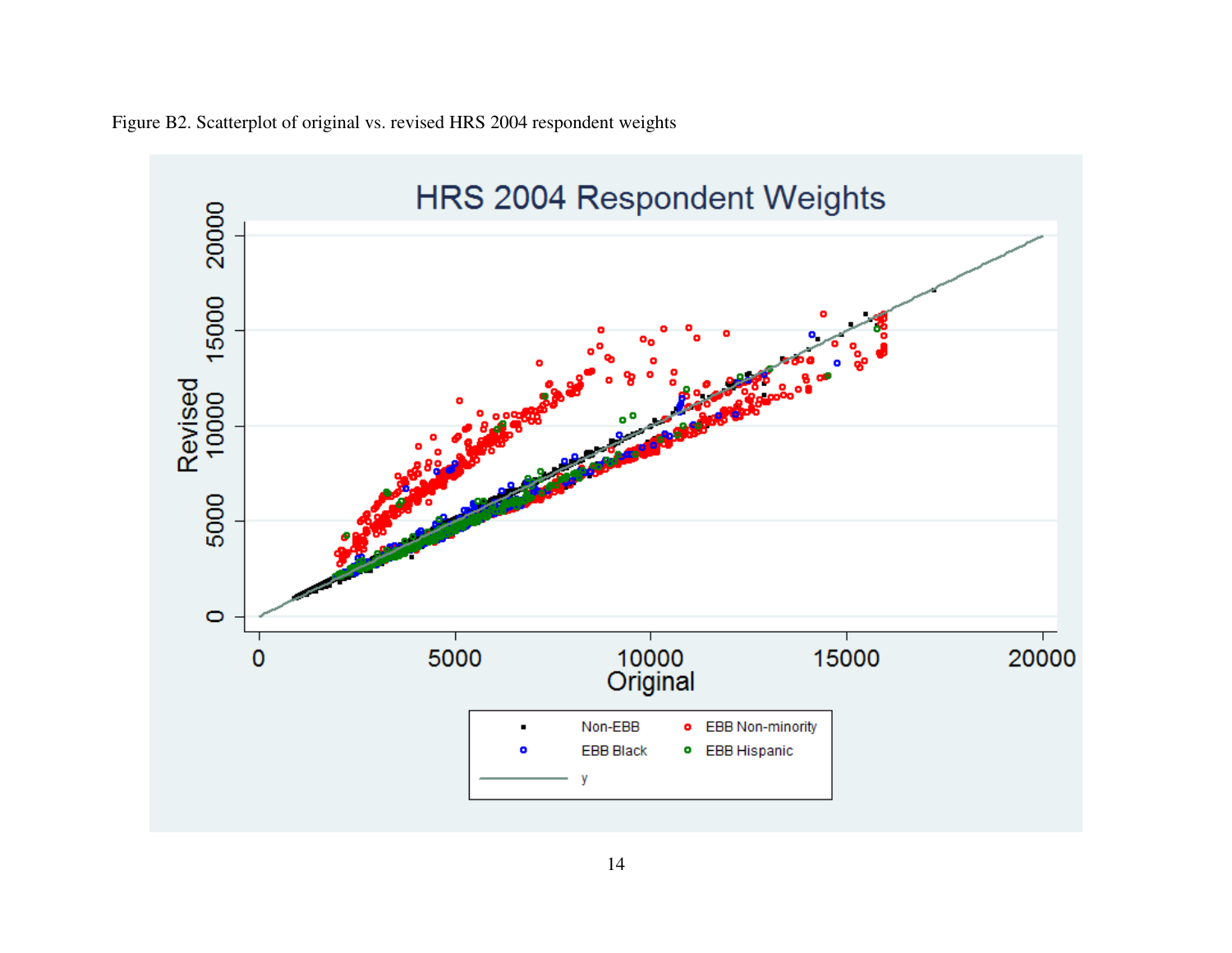Figure B2. Scatterplot of original vs. revised HRS 2004 respondent weights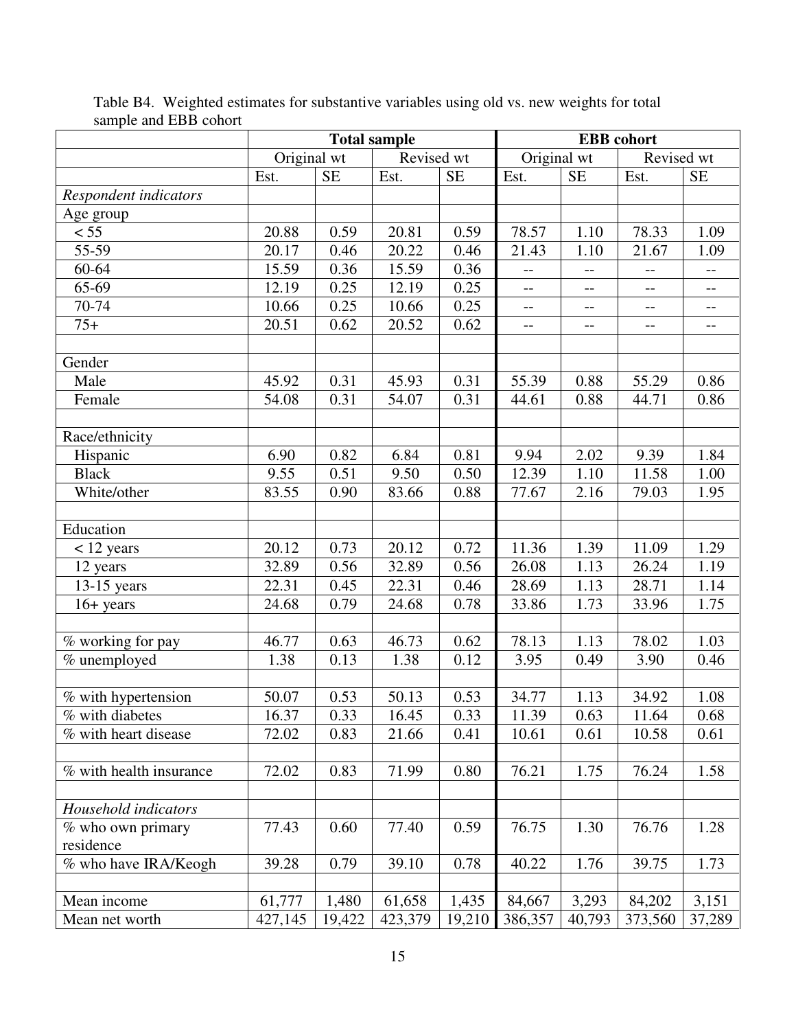Table B4. Weighted estimates for substantive variables using old vs. new weights for total sample and EBB cohort

| | Total sample | | | | EBB cohort | | | |
|---|---|---|---|---|---|---|---|---|
| | Original wt | | Revised wt | | Original wt | | Revised wt | |
| | Est. | SE | Est. | SE | Est. | SE | Est. | SE |
| *Respondent indicators* | | | | | | | | |
| Age group | | | | | | | | |
| < 55 | 20.88 | 0.59 | 20.81 | 0.59 | 78.57 | 1.10 | 78.33 | 1.09 |
| 55-59 | 20.17 | 0.46 | 20.22 | 0.46 | 21.43 | 1.10 | 21.67 | 1.09 |
| 60-64 | 15.59 | 0.36 | 15.59 | 0.36 | -- | -- | -- | -- |
| 65-69 | 12.19 | 0.25 | 12.19 | 0.25 | -- | -- | -- | -- |
| 70-74 | 10.66 | 0.25 | 10.66 | 0.25 | -- | -- | -- | -- |
| 75+ | 20.51 | 0.62 | 20.52 | 0.62 | -- | -- | -- | -- |
| | | | | | | | | |
| Gender | | | | | | | | |
| Male | 45.92 | 0.31 | 45.93 | 0.31 | 55.39 | 0.88 | 55.29 | 0.86 |
| Female | 54.08 | 0.31 | 54.07 | 0.31 | 44.61 | 0.88 | 44.71 | 0.86 |
| | | | | | | | | |
| Race/ethnicity | | | | | | | | |
| Hispanic | 6.90 | 0.82 | 6.84 | 0.81 | 9.94 | 2.02 | 9.39 | 1.84 |
| Black | 9.55 | 0.51 | 9.50 | 0.50 | 12.39 | 1.10 | 11.58 | 1.00 |
| White/other | 83.55 | 0.90 | 83.66 | 0.88 | 77.67 | 2.16 | 79.03 | 1.95 |
| | | | | | | | | |
| Education | | | | | | | | |
| < 12 years | 20.12 | 0.73 | 20.12 | 0.72 | 11.36 | 1.39 | 11.09 | 1.29 |
| 12 years | 32.89 | 0.56 | 32.89 | 0.56 | 26.08 | 1.13 | 26.24 | 1.19 |
| 13-15 years | 22.31 | 0.45 | 22.31 | 0.46 | 28.69 | 1.13 | 28.71 | 1.14 |
| 16+ years | 24.68 | 0.79 | 24.68 | 0.78 | 33.86 | 1.73 | 33.96 | 1.75 |
| | | | | | | | | |
| % working for pay | 46.77 | 0.63 | 46.73 | 0.62 | 78.13 | 1.13 | 78.02 | 1.03 |
| % unemployed | 1.38 | 0.13 | 1.38 | 0.12 | 3.95 | 0.49 | 3.90 | 0.46 |
| | | | | | | | | |
| % with hypertension | 50.07 | 0.53 | 50.13 | 0.53 | 34.77 | 1.13 | 34.92 | 1.08 |
| % with diabetes | 16.37 | 0.33 | 16.45 | 0.33 | 11.39 | 0.63 | 11.64 | 0.68 |
| % with heart disease | 72.02 | 0.83 | 21.66 | 0.41 | 10.61 | 0.61 | 10.58 | 0.61 |
| | | | | | | | | |
| % with health insurance | 72.02 | 0.83 | 71.99 | 0.80 | 76.21 | 1.75 | 76.24 | 1.58 |
| | | | | | | | | |
| *Household indicators* | | | | | | | | |
| % who own primary residence | 77.43 | 0.60 | 77.40 | 0.59 | 76.75 | 1.30 | 76.76 | 1.28 |
| % who have IRA/Keogh | 39.28 | 0.79 | 39.10 | 0.78 | 40.22 | 1.76 | 39.75 | 1.73 |
| | | | | | | | | |
| Mean income | 61,777 | 1,480 | 61,658 | 1,435 | 84,667 | 3,293 | 84,202 | 3,151 |
| Mean net worth | 427,145 | 19,422 | 423,379 | 19,210 | 386,357 | 40,793 | 373,560 | 37,289 |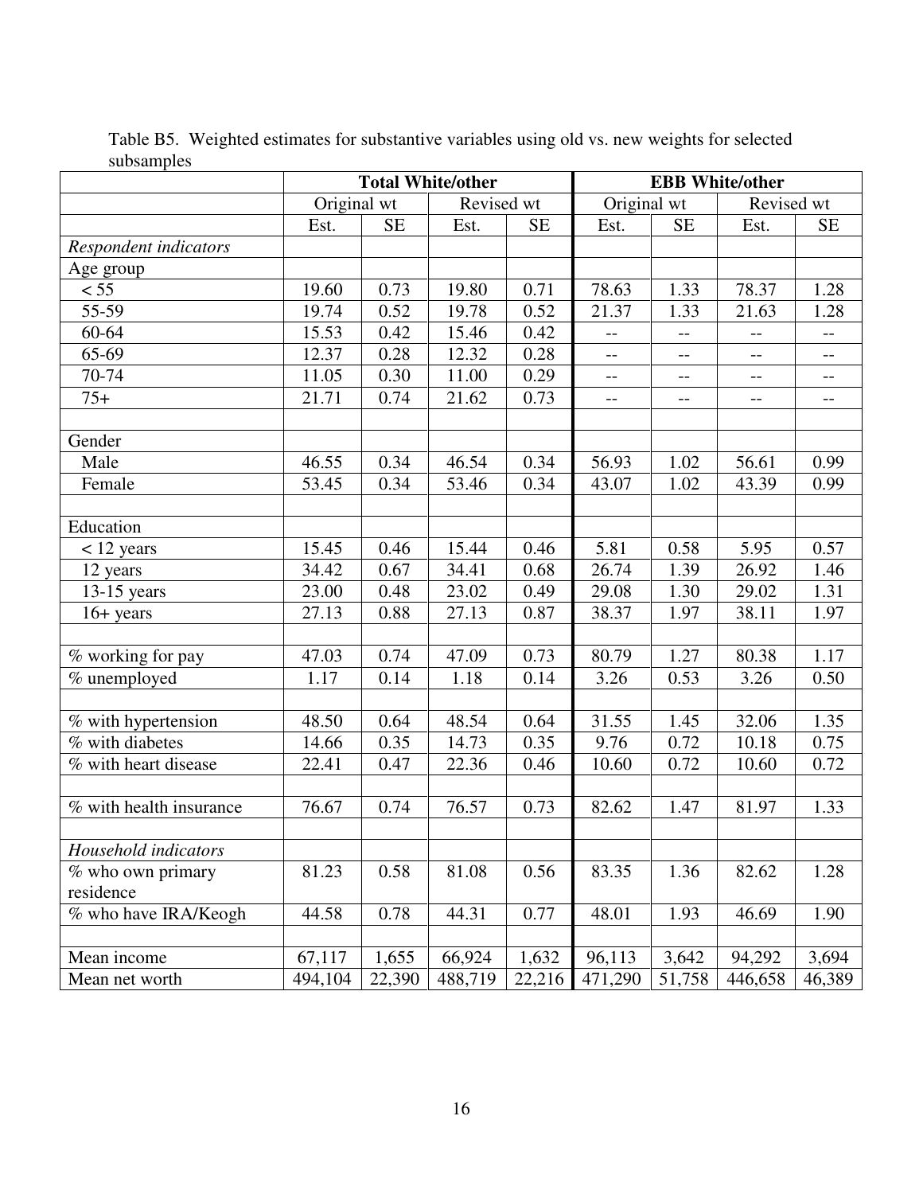Table B5. Weighted estimates for substantive variables using old vs. new weights for selected subsamples

| | Total White/other | | | | EBB White/other | | | |
|---|---|---|---|---|---|---|---|---|
| | Original wt | | Revised wt | | Original wt | | Revised wt | |
| | Est. | SE | Est. | SE | Est. | SE | Est. | SE |
| *Respondent indicators* | | | | | | | | |
| Age group | | | | | | | | |
| < 55 | 19.60 | 0.73 | 19.80 | 0.71 | 78.63 | 1.33 | 78.37 | 1.28 |
| 55-59 | 19.74 | 0.52 | 19.78 | 0.52 | 21.37 | 1.33 | 21.63 | 1.28 |
| 60-64 | 15.53 | 0.42 | 15.46 | 0.42 | -- | -- | -- | -- |
| 65-69 | 12.37 | 0.28 | 12.32 | 0.28 | -- | -- | -- | -- |
| 70-74 | 11.05 | 0.30 | 11.00 | 0.29 | -- | -- | -- | -- |
| 75+ | 21.71 | 0.74 | 21.62 | 0.73 | -- | -- | -- | -- |
| | | | | | | | | |
| Gender | | | | | | | | |
| Male | 46.55 | 0.34 | 46.54 | 0.34 | 56.93 | 1.02 | 56.61 | 0.99 |
| Female | 53.45 | 0.34 | 53.46 | 0.34 | 43.07 | 1.02 | 43.39 | 0.99 |
| | | | | | | | | |
| Education | | | | | | | | |
| < 12 years | 15.45 | 0.46 | 15.44 | 0.46 | 5.81 | 0.58 | 5.95 | 0.57 |
| 12 years | 34.42 | 0.67 | 34.41 | 0.68 | 26.74 | 1.39 | 26.92 | 1.46 |
| 13-15 years | 23.00 | 0.48 | 23.02 | 0.49 | 29.08 | 1.30 | 29.02 | 1.31 |
| 16+ years | 27.13 | 0.88 | 27.13 | 0.87 | 38.37 | 1.97 | 38.11 | 1.97 |
| | | | | | | | | |
| % working for pay | 47.03 | 0.74 | 47.09 | 0.73 | 80.79 | 1.27 | 80.38 | 1.17 |
| % unemployed | 1.17 | 0.14 | 1.18 | 0.14 | 3.26 | 0.53 | 3.26 | 0.50 |
| | | | | | | | | |
| % with hypertension | 48.50 | 0.64 | 48.54 | 0.64 | 31.55 | 1.45 | 32.06 | 1.35 |
| % with diabetes | 14.66 | 0.35 | 14.73 | 0.35 | 9.76 | 0.72 | 10.18 | 0.75 |
| % with heart disease | 22.41 | 0.47 | 22.36 | 0.46 | 10.60 | 0.72 | 10.60 | 0.72 |
| | | | | | | | | |
| % with health insurance | 76.67 | 0.74 | 76.57 | 0.73 | 82.62 | 1.47 | 81.97 | 1.33 |
| | | | | | | | | |
| *Household indicators* | | | | | | | | |
| % who own primary residence | 81.23 | 0.58 | 81.08 | 0.56 | 83.35 | 1.36 | 82.62 | 1.28 |
| % who have IRA/Keogh | 44.58 | 0.78 | 44.31 | 0.77 | 48.01 | 1.93 | 46.69 | 1.90 |
| | | | | | | | | |
| Mean income | 67,117 | 1,655 | 66,924 | 1,632 | 96,113 | 3,642 | 94,292 | 3,694 |
| Mean net worth | 494,104 | 22,390 | 488,719 | 22,216 | 471,290 | 51,758 | 446,658 | 46,389 |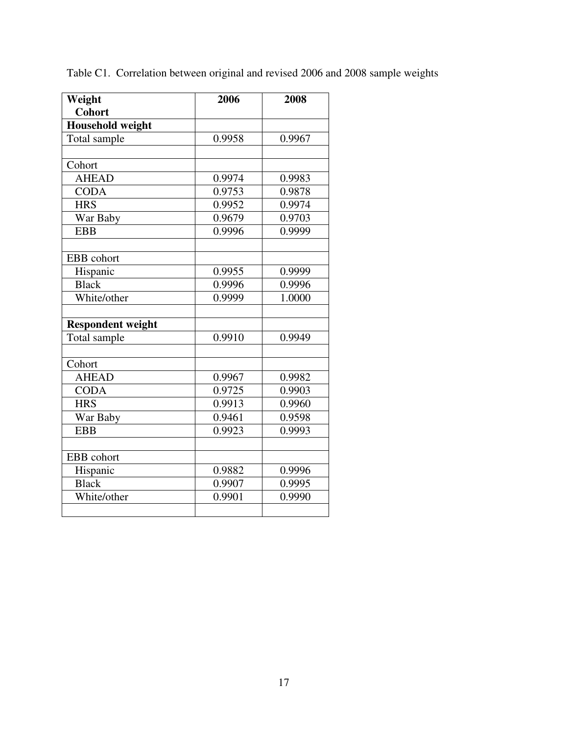Table C1. Correlation between original and revised 2006 and 2008 sample weights

| Weight<br>Cohort | 2006 | 2008 |
|---|---|---|
| **Household weight** | | |
| Total sample | 0.9958 | 0.9967 |
| | | |
| Cohort | | |
| AHEAD | 0.9974 | 0.9983 |
| CODA | 0.9753 | 0.9878 |
| HRS | 0.9952 | 0.9974 |
| War Baby | 0.9679 | 0.9703 |
| EBB | 0.9996 | 0.9999 |
| | | |
| EBB cohort | | |
| Hispanic | 0.9955 | 0.9999 |
| Black | 0.9996 | 0.9996 |
| White/other | 0.9999 | 1.0000 |
| | | |
| **Respondent weight** | | |
| Total sample | 0.9910 | 0.9949 |
| | | |
| Cohort | | |
| AHEAD | 0.9967 | 0.9982 |
| CODA | 0.9725 | 0.9903 |
| HRS | 0.9913 | 0.9960 |
| War Baby | 0.9461 | 0.9598 |
| EBB | 0.9923 | 0.9993 |
| | | |
| EBB cohort | | |
| Hispanic | 0.9882 | 0.9996 |
| Black | 0.9907 | 0.9995 |
| White/other | 0.9901 | 0.9990 |
| | | |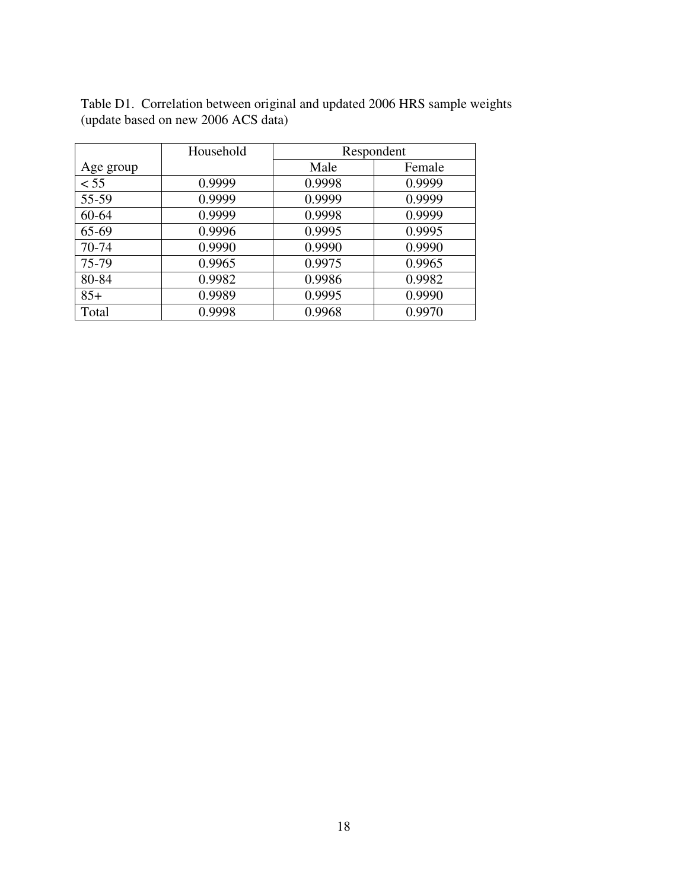Table D1. Correlation between original and updated 2006 HRS sample weights (update based on new 2006 ACS data)

| | Household | Respondent | |
|---|---|---|---|
| Age group | | Male | Female |
| < 55 | 0.9999 | 0.9998 | 0.9999 |
| 55-59 | 0.9999 | 0.9999 | 0.9999 |
| 60-64 | 0.9999 | 0.9998 | 0.9999 |
| 65-69 | 0.9996 | 0.9995 | 0.9995 |
| 70-74 | 0.9990 | 0.9990 | 0.9990 |
| 75-79 | 0.9965 | 0.9975 | 0.9965 |
| 80-84 | 0.9982 | 0.9986 | 0.9982 |
| 85+ | 0.9989 | 0.9995 | 0.9990 |
| Total | 0.9998 | 0.9968 | 0.9970 |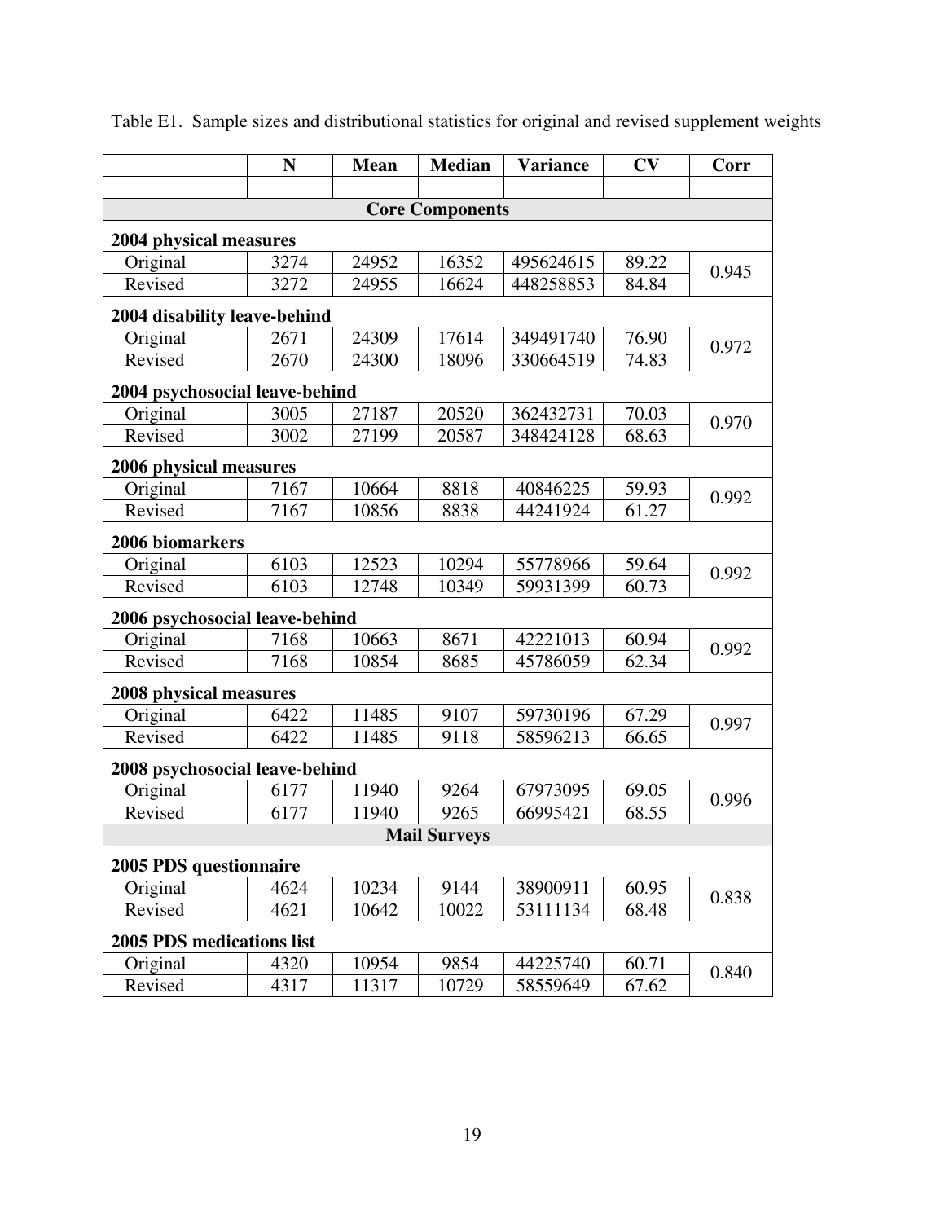Table E1. Sample sizes and distributional statistics for original and revised supplement weights

| | N | Mean | Median | Variance | CV | Corr |
|---|---|---|---|---|---|---|
| | | | | | | |
| **Core Components** | | | | | | |
| **2004 physical measures** | | | | | | |
| Original | 3274 | 24952 | 16352 | 495624615 | 89.22 | 0.945 |
| Revised | 3272 | 24955 | 16624 | 448258853 | 84.84 | |
| **2004 disability leave-behind** | | | | | | |
| Original | 2671 | 24309 | 17614 | 349491740 | 76.90 | 0.972 |
| Revised | 2670 | 24300 | 18096 | 330664519 | 74.83 | |
| **2004 psychosocial leave-behind** | | | | | | |
| Original | 3005 | 27187 | 20520 | 362432731 | 70.03 | 0.970 |
| Revised | 3002 | 27199 | 20587 | 348424128 | 68.63 | |
| **2006 physical measures** | | | | | | |
| Original | 7167 | 10664 | 8818 | 40846225 | 59.93 | 0.992 |
| Revised | 7167 | 10856 | 8838 | 44241924 | 61.27 | |
| **2006 biomarkers** | | | | | | |
| Original | 6103 | 12523 | 10294 | 55778966 | 59.64 | 0.992 |
| Revised | 6103 | 12748 | 10349 | 59931399 | 60.73 | |
| **2006 psychosocial leave-behind** | | | | | | |
| Original | 7168 | 10663 | 8671 | 42221013 | 60.94 | 0.992 |
| Revised | 7168 | 10854 | 8685 | 45786059 | 62.34 | |
| **2008 physical measures** | | | | | | |
| Original | 6422 | 11485 | 9107 | 59730196 | 67.29 | 0.997 |
| Revised | 6422 | 11485 | 9118 | 58596213 | 66.65 | |
| **2008 psychosocial leave-behind** | | | | | | |
| Original | 6177 | 11940 | 9264 | 67973095 | 69.05 | 0.996 |
| Revised | 6177 | 11940 | 9265 | 66995421 | 68.55 | |
| **Mail Surveys** | | | | | | |
| **2005 PDS questionnaire** | | | | | | |
| Original | 4624 | 10234 | 9144 | 38900911 | 60.95 | 0.838 |
| Revised | 4621 | 10642 | 10022 | 53111134 | 68.48 | |
| **2005 PDS medications list** | | | | | | |
| Original | 4320 | 10954 | 9854 | 44225740 | 60.71 | 0.840 |
| Revised | 4317 | 11317 | 10729 | 58559649 | 67.62 | |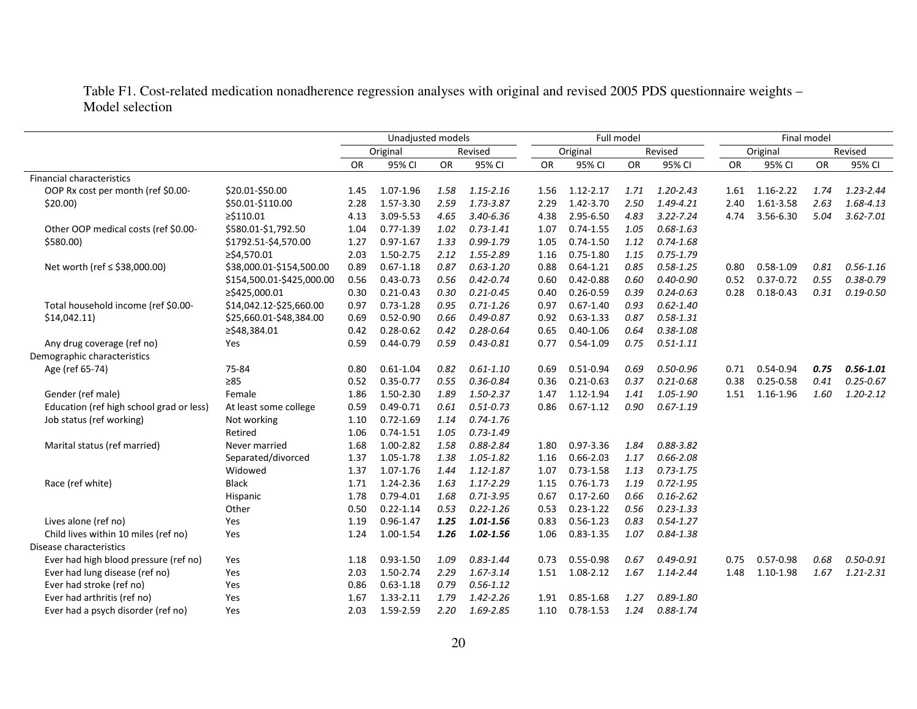Table F1. Cost-related medication nonadherence regression analyses with original and revised 2005 PDS questionnaire weights – Model selection

| | | Unadjusted models | | | | Full model | | | | Final model | | | |
|---|---|---|---|---|---|---|---|---|---|---|---|---|---|
| | | Original | | Revised | | Original | | Revised | | Original | | Revised | |
| | | OR | 95% CI | OR | 95% CI | OR | 95% CI | OR | 95% CI | OR | 95% CI | OR | 95% CI |
| Financial characteristics | | | | | | | | | | | | | |
| OOP Rx cost per month (ref $0.00-$20.00) | $20.01-$50.00 | 1.45 | 1.07-1.96 | *1.58* | *1.15-2.16* | 1.56 | 1.12-2.17 | *1.71* | *1.20-2.43* | 1.61 | 1.16-2.22 | *1.74* | *1.23-2.44* |
| | $50.01-$110.00 | 2.28 | 1.57-3.30 | *2.59* | *1.73-3.87* | 2.29 | 1.42-3.70 | *2.50* | *1.49-4.21* | 2.40 | 1.61-3.58 | *2.63* | *1.68-4.13* |
| | ≥$110.01 | 4.13 | 3.09-5.53 | *4.65* | *3.40-6.36* | 4.38 | 2.95-6.50 | *4.83* | *3.22-7.24* | 4.74 | 3.56-6.30 | *5.04* | *3.62-7.01* |
| Other OOP medical costs (ref $0.00-$580.00) | $580.01-$1,792.50 | 1.04 | 0.77-1.39 | *1.02* | *0.73-1.41* | 1.07 | 0.74-1.55 | *1.05* | *0.68-1.63* | | | | |
| | $1792.51-$4,570.00 | 1.27 | 0.97-1.67 | *1.33* | *0.99-1.79* | 1.05 | 0.74-1.50 | *1.12* | *0.74-1.68* | | | | |
| | ≥$4,570.01 | 2.03 | 1.50-2.75 | *2.12* | *1.55-2.89* | 1.16 | 0.75-1.80 | *1.15* | *0.75-1.79* | | | | |
| Net worth (ref ≤ $38,000.00) | $38,000.01-$154,500.00 | 0.89 | 0.67-1.18 | *0.87* | *0.63-1.20* | 0.88 | 0.64-1.21 | *0.85* | *0.58-1.25* | 0.80 | 0.58-1.09 | *0.81* | *0.56-1.16* |
| | $154,500.01-$425,000.00 | 0.56 | 0.43-0.73 | *0.56* | *0.42-0.74* | 0.60 | 0.42-0.88 | *0.60* | *0.40-0.90* | 0.52 | 0.37-0.72 | *0.55* | *0.38-0.79* |
| | ≥$425,000.01 | 0.30 | 0.21-0.43 | *0.30* | *0.21-0.45* | 0.40 | 0.26-0.59 | *0.39* | *0.24-0.63* | 0.28 | 0.18-0.43 | *0.31* | *0.19-0.50* |
| Total household income (ref $0.00-$14,042.11) | $14,042.12-$25,660.00 | 0.97 | 0.73-1.28 | *0.95* | *0.71-1.26* | 0.97 | 0.67-1.40 | *0.93* | *0.62-1.40* | | | | |
| | $25,660.01-$48,384.00 | 0.69 | 0.52-0.90 | *0.66* | *0.49-0.87* | 0.92 | 0.63-1.33 | *0.87* | *0.58-1.31* | | | | |
| | ≥$48,384.01 | 0.42 | 0.28-0.62 | *0.42* | *0.28-0.64* | 0.65 | 0.40-1.06 | *0.64* | *0.38-1.08* | | | | |
| Any drug coverage (ref no) | Yes | 0.59 | 0.44-0.79 | *0.59* | *0.43-0.81* | 0.77 | 0.54-1.09 | *0.75* | *0.51-1.11* | | | | |
| Demographic characteristics | | | | | | | | | | | | | |
| Age (ref 65-74) | 75-84 | 0.80 | 0.61-1.04 | *0.82* | *0.61-1.10* | 0.69 | 0.51-0.94 | *0.69* | *0.50-0.96* | 0.71 | 0.54-0.94 | ***0.75*** | ***0.56-1.01*** |
| | ≥85 | 0.52 | 0.35-0.77 | *0.55* | *0.36-0.84* | 0.36 | 0.21-0.63 | *0.37* | *0.21-0.68* | 0.38 | 0.25-0.58 | *0.41* | *0.25-0.67* |
| Gender (ref male) | Female | 1.86 | 1.50-2.30 | *1.89* | *1.50-2.37* | 1.47 | 1.12-1.94 | *1.41* | *1.05-1.90* | 1.51 | 1.16-1.96 | *1.60* | *1.20-2.12* |
| Education (ref high school grad or less) | At least some college | 0.59 | 0.49-0.71 | *0.61* | *0.51-0.73* | 0.86 | 0.67-1.12 | *0.90* | *0.67-1.19* | | | | |
| Job status (ref working) | Not working | 1.10 | 0.72-1.69 | *1.14* | *0.74-1.76* | | | | | | | | |
| | Retired | 1.06 | 0.74-1.51 | *1.05* | *0.73-1.49* | | | | | | | | |
| Marital status (ref married) | Never married | 1.68 | 1.00-2.82 | *1.58* | *0.88-2.84* | 1.80 | 0.97-3.36 | *1.84* | *0.88-3.82* | | | | |
| | Separated/divorced | 1.37 | 1.05-1.78 | *1.38* | *1.05-1.82* | 1.16 | 0.66-2.03 | *1.17* | *0.66-2.08* | | | | |
| | Widowed | 1.37 | 1.07-1.76 | *1.44* | *1.12-1.87* | 1.07 | 0.73-1.58 | *1.13* | *0.73-1.75* | | | | |
| Race (ref white) | Black | 1.71 | 1.24-2.36 | *1.63* | *1.17-2.29* | 1.15 | 0.76-1.73 | *1.19* | *0.72-1.95* | | | | |
| | Hispanic | 1.78 | 0.79-4.01 | *1.68* | *0.71-3.95* | 0.67 | 0.17-2.60 | *0.66* | *0.16-2.62* | | | | |
| | Other | 0.50 | 0.22-1.14 | *0.53* | *0.22-1.26* | 0.53 | 0.23-1.22 | *0.56* | *0.23-1.33* | | | | |
| Lives alone (ref no) | Yes | 1.19 | 0.96-1.47 | ***1.25*** | ***1.01-1.56*** | 0.83 | 0.56-1.23 | *0.83* | *0.54-1.27* | | | | |
| Child lives within 10 miles (ref no) | Yes | 1.24 | 1.00-1.54 | ***1.26*** | ***1.02-1.56*** | 1.06 | 0.83-1.35 | *1.07* | *0.84-1.38* | | | | |
| Disease characteristics | | | | | | | | | | | | | |
| Ever had high blood pressure (ref no) | Yes | 1.18 | 0.93-1.50 | *1.09* | *0.83-1.44* | 0.73 | 0.55-0.98 | *0.67* | *0.49-0.91* | 0.75 | 0.57-0.98 | *0.68* | *0.50-0.91* |
| Ever had lung disease (ref no) | Yes | 2.03 | 1.50-2.74 | *2.29* | *1.67-3.14* | 1.51 | 1.08-2.12 | *1.67* | *1.14-2.44* | 1.48 | 1.10-1.98 | *1.67* | *1.21-2.31* |
| Ever had stroke (ref no) | Yes | 0.86 | 0.63-1.18 | *0.79* | *0.56-1.12* | | | | | | | | |
| Ever had arthritis (ref no) | Yes | 1.67 | 1.33-2.11 | *1.79* | *1.42-2.26* | 1.91 | 0.85-1.68 | *1.27* | *0.89-1.80* | | | | |
| Ever had a psych disorder (ref no) | Yes | 2.03 | 1.59-2.59 | *2.20* | *1.69-2.85* | 1.10 | 0.78-1.53 | *1.24* | *0.88-1.74* | | | | |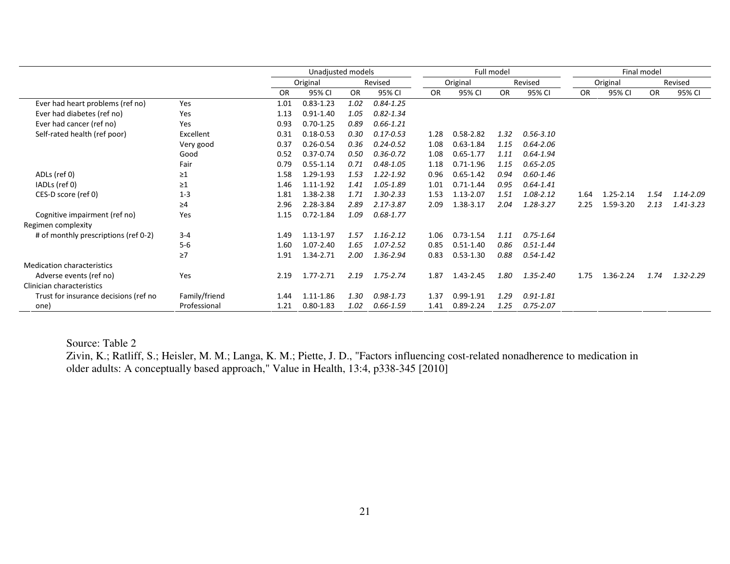| | | Unadjusted models | | | | Full model | | | | Final model | | | |
|---|---|---|---|---|---|---|---|---|---|---|---|---|---|
| | | Original | | Revised | | Original | | Revised | | Original | | Revised | |
| | | OR | 95% CI | OR | 95% CI | OR | 95% CI | OR | 95% CI | OR | 95% CI | OR | 95% CI |
| Ever had heart problems (ref no) | Yes | 1.01 | 0.83-1.23 | *1.02* | *0.84-1.25* | | | | | | | | |
| Ever had diabetes (ref no) | Yes | 1.13 | 0.91-1.40 | *1.05* | *0.82-1.34* | | | | | | | | |
| Ever had cancer (ref no) | Yes | 0.93 | 0.70-1.25 | *0.89* | *0.66-1.21* | | | | | | | | |
| Self-rated health (ref poor) | Excellent | 0.31 | 0.18-0.53 | *0.30* | *0.17-0.53* | 1.28 | 0.58-2.82 | *1.32* | *0.56-3.10* | | | | |
| | Very good | 0.37 | 0.26-0.54 | *0.36* | *0.24-0.52* | 1.08 | 0.63-1.84 | *1.15* | *0.64-2.06* | | | | |
| | Good | 0.52 | 0.37-0.74 | *0.50* | *0.36-0.72* | 1.08 | 0.65-1.77 | *1.11* | *0.64-1.94* | | | | |
| | Fair | 0.79 | 0.55-1.14 | *0.71* | *0.48-1.05* | 1.18 | 0.71-1.96 | *1.15* | *0.65-2.05* | | | | |
| ADLs (ref 0) | ≥1 | 1.58 | 1.29-1.93 | *1.53* | *1.22-1.92* | 0.96 | 0.65-1.42 | *0.94* | *0.60-1.46* | | | | |
| IADLs (ref 0) | ≥1 | 1.46 | 1.11-1.92 | *1.41* | *1.05-1.89* | 1.01 | 0.71-1.44 | *0.95* | *0.64-1.41* | | | | |
| CES-D score (ref 0) | 1-3 | 1.81 | 1.38-2.38 | *1.71* | *1.30-2.33* | 1.53 | 1.13-2.07 | *1.51* | *1.08-2.12* | 1.64 | 1.25-2.14 | *1.54* | *1.14-2.09* |
| | ≥4 | 2.96 | 2.28-3.84 | *2.89* | *2.17-3.87* | 2.09 | 1.38-3.17 | *2.04* | *1.28-3.27* | 2.25 | 1.59-3.20 | *2.13* | *1.41-3.23* |
| Cognitive impairment (ref no) | Yes | 1.15 | 0.72-1.84 | *1.09* | *0.68-1.77* | | | | | | | | |
| Regimen complexity | | | | | | | | | | | | | |
| # of monthly prescriptions (ref 0-2) | 3-4 | 1.49 | 1.13-1.97 | *1.57* | *1.16-2.12* | 1.06 | 0.73-1.54 | *1.11* | *0.75-1.64* | | | | |
| | 5-6 | 1.60 | 1.07-2.40 | *1.65* | *1.07-2.52* | 0.85 | 0.51-1.40 | *0.86* | *0.51-1.44* | | | | |
| | ≥7 | 1.91 | 1.34-2.71 | *2.00* | *1.36-2.94* | 0.83 | 0.53-1.30 | *0.88* | *0.54-1.42* | | | | |
| Medication characteristics | | | | | | | | | | | | | |
| Adverse events (ref no) | Yes | 2.19 | 1.77-2.71 | *2.19* | *1.75-2.74* | 1.87 | 1.43-2.45 | *1.80* | *1.35-2.40* | 1.75 | 1.36-2.24 | *1.74* | *1.32-2.29* |
| Clinician characteristics | | | | | | | | | | | | | |
| Trust for insurance decisions (ref no one) | Family/friend | 1.44 | 1.11-1.86 | *1.30* | *0.98-1.73* | 1.37 | 0.99-1.91 | *1.29* | *0.91-1.81* | | | | |
| | Professional | 1.21 | 0.80-1.83 | *1.02* | *0.66-1.59* | 1.41 | 0.89-2.24 | *1.25* | *0.75-2.07* | | | | |

Source: Table 2
Zivin, K.; Ratliff, S.; Heisler, M. M.; Langa, K. M.; Piette, J. D., "Factors influencing cost-related nonadherence to medication in older adults: A conceptually based approach," Value in Health, 13:4, p338-345 [2010]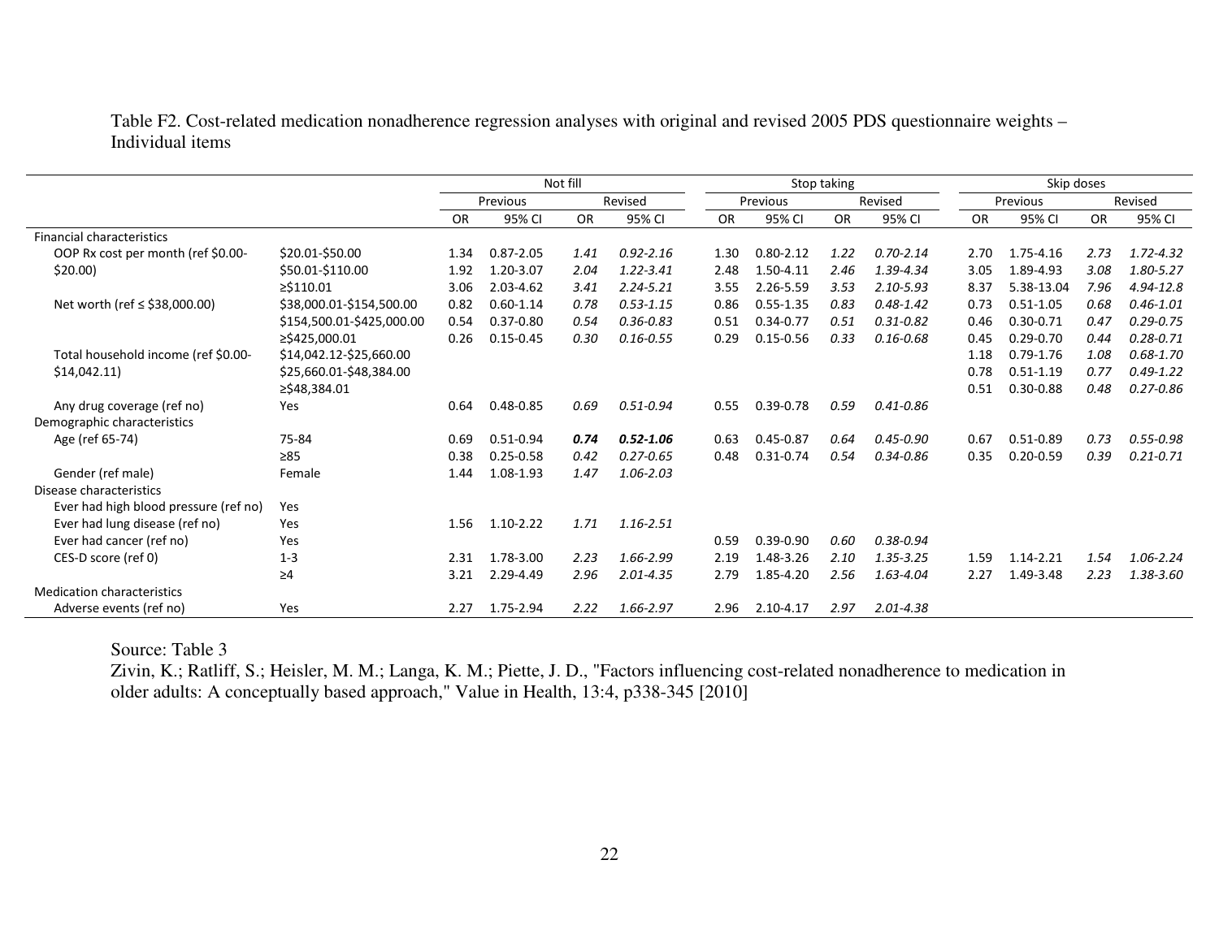Table F2. Cost-related medication nonadherence regression analyses with original and revised 2005 PDS questionnaire weights – Individual items

| | | Not fill | | | | Stop taking | | | | Skip doses | | | |
|---|---|---|---|---|---|---|---|---|---|---|---|---|---|
| | | Previous | | Revised | | Previous | | Revised | | Previous | | Revised | |
| | | OR | 95% CI | OR | 95% CI | OR | 95% CI | OR | 95% CI | OR | 95% CI | OR | 95% CI |
| Financial characteristics | | | | | | | | | | | | | |
| OOP Rx cost per month (ref $0.00-$20.00) | $20.01-$50.00 | 1.34 | 0.87-2.05 | *1.41* | *0.92-2.16* | 1.30 | 0.80-2.12 | *1.22* | *0.70-2.14* | 2.70 | 1.75-4.16 | *2.73* | *1.72-4.32* |
| | $50.01-$110.00 | 1.92 | 1.20-3.07 | *2.04* | *1.22-3.41* | 2.48 | 1.50-4.11 | *2.46* | *1.39-4.34* | 3.05 | 1.89-4.93 | *3.08* | *1.80-5.27* |
| | ≥$110.01 | 3.06 | 2.03-4.62 | *3.41* | *2.24-5.21* | 3.55 | 2.26-5.59 | *3.53* | *2.10-5.93* | 8.37 | 5.38-13.04 | *7.96* | *4.94-12.8* |
| Net worth (ref ≤ $38,000.00) | $38,000.01-$154,500.00 | 0.82 | 0.60-1.14 | *0.78* | *0.53-1.15* | 0.86 | 0.55-1.35 | *0.83* | *0.48-1.42* | 0.73 | 0.51-1.05 | *0.68* | *0.46-1.01* |
| | $154,500.01-$425,000.00 | 0.54 | 0.37-0.80 | *0.54* | *0.36-0.83* | 0.51 | 0.34-0.77 | *0.51* | *0.31-0.82* | 0.46 | 0.30-0.71 | *0.47* | *0.29-0.75* |
| | ≥$425,000.01 | 0.26 | 0.15-0.45 | *0.30* | *0.16-0.55* | 0.29 | 0.15-0.56 | *0.33* | *0.16-0.68* | 0.45 | 0.29-0.70 | *0.44* | *0.28-0.71* |
| Total household income (ref $0.00-$14,042.11) | $14,042.12-$25,660.00 | | | | | | | | | 1.18 | 0.79-1.76 | *1.08* | *0.68-1.70* |
| | $25,660.01-$48,384.00 | | | | | | | | | 0.78 | 0.51-1.19 | *0.77* | *0.49-1.22* |
| | ≥$48,384.01 | | | | | | | | | 0.51 | 0.30-0.88 | *0.48* | *0.27-0.86* |
| Any drug coverage (ref no) | Yes | 0.64 | 0.48-0.85 | *0.69* | *0.51-0.94* | 0.55 | 0.39-0.78 | *0.59* | *0.41-0.86* | | | | |
| Demographic characteristics | | | | | | | | | | | | | |
| Age (ref 65-74) | 75-84 | 0.69 | 0.51-0.94 | ***0.74*** | ***0.52-1.06*** | 0.63 | 0.45-0.87 | *0.64* | *0.45-0.90* | 0.67 | 0.51-0.89 | *0.73* | *0.55-0.98* |
| | ≥85 | 0.38 | 0.25-0.58 | *0.42* | *0.27-0.65* | 0.48 | 0.31-0.74 | *0.54* | *0.34-0.86* | 0.35 | 0.20-0.59 | *0.39* | *0.21-0.71* |
| Gender (ref male) | Female | 1.44 | 1.08-1.93 | *1.47* | *1.06-2.03* | | | | | | | | |
| Disease characteristics | | | | | | | | | | | | | |
| Ever had high blood pressure (ref no) | Yes | | | | | | | | | | | | |
| Ever had lung disease (ref no) | Yes | 1.56 | 1.10-2.22 | *1.71* | *1.16-2.51* | | | | | | | | |
| Ever had cancer (ref no) | Yes | | | | | 0.59 | 0.39-0.90 | *0.60* | *0.38-0.94* | | | | |
| CES-D score (ref 0) | 1-3 | 2.31 | 1.78-3.00 | *2.23* | *1.66-2.99* | 2.19 | 1.48-3.26 | *2.10* | *1.35-3.25* | 1.59 | 1.14-2.21 | *1.54* | *1.06-2.24* |
| | ≥4 | 3.21 | 2.29-4.49 | *2.96* | *2.01-4.35* | 2.79 | 1.85-4.20 | *2.56* | *1.63-4.04* | 2.27 | 1.49-3.48 | *2.23* | *1.38-3.60* |
| Medication characteristics | | | | | | | | | | | | | |
| Adverse events (ref no) | Yes | 2.27 | 1.75-2.94 | *2.22* | *1.66-2.97* | 2.96 | 2.10-4.17 | *2.97* | *2.01-4.38* | | | | |

Source: Table 3

Zivin, K.; Ratliff, S.; Heisler, M. M.; Langa, K. M.; Piette, J. D., "Factors influencing cost-related nonadherence to medication in older adults: A conceptually based approach," Value in Health, 13:4, p338-345 [2010]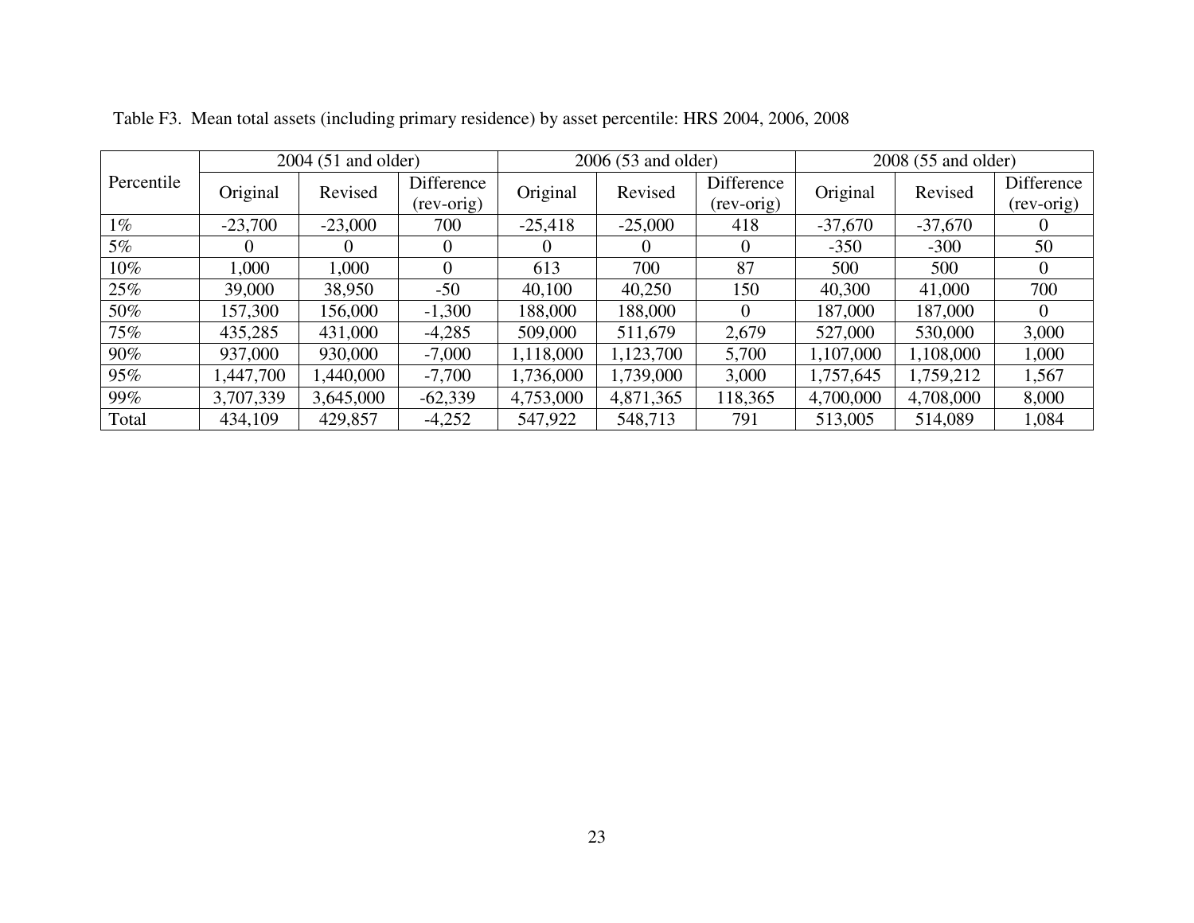Table F3. Mean total assets (including primary residence) by asset percentile: HRS 2004, 2006, 2008

| Percentile | 2004 (51 and older) | | | 2006 (53 and older) | | | 2008 (55 and older) | | |
|---|---|---|---|---|---|---|---|---|---|
| | Original | Revised | Difference (rev-orig) | Original | Revised | Difference (rev-orig) | Original | Revised | Difference (rev-orig) |
| 1% | -23,700 | -23,000 | 700 | -25,418 | -25,000 | 418 | -37,670 | -37,670 | 0 |
| 5% | 0 | 0 | 0 | 0 | 0 | 0 | -350 | -300 | 50 |
| 10% | 1,000 | 1,000 | 0 | 613 | 700 | 87 | 500 | 500 | 0 |
| 25% | 39,000 | 38,950 | -50 | 40,100 | 40,250 | 150 | 40,300 | 41,000 | 700 |
| 50% | 157,300 | 156,000 | -1,300 | 188,000 | 188,000 | 0 | 187,000 | 187,000 | 0 |
| 75% | 435,285 | 431,000 | -4,285 | 509,000 | 511,679 | 2,679 | 527,000 | 530,000 | 3,000 |
| 90% | 937,000 | 930,000 | -7,000 | 1,118,000 | 1,123,700 | 5,700 | 1,107,000 | 1,108,000 | 1,000 |
| 95% | 1,447,700 | 1,440,000 | -7,700 | 1,736,000 | 1,739,000 | 3,000 | 1,757,645 | 1,759,212 | 1,567 |
| 99% | 3,707,339 | 3,645,000 | -62,339 | 4,753,000 | 4,871,365 | 118,365 | 4,700,000 | 4,708,000 | 8,000 |
| Total | 434,109 | 429,857 | -4,252 | 547,922 | 548,713 | 791 | 513,005 | 514,089 | 1,084 |